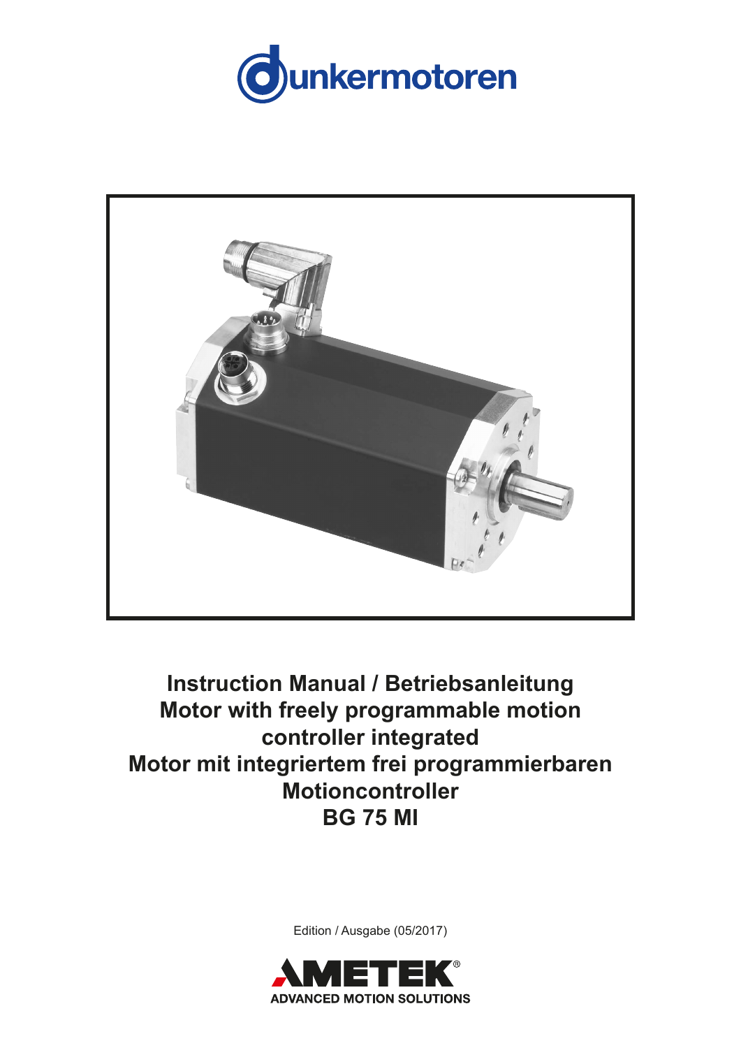dunkermotoren

# Instruction Manual / Betriebsanleitung
# Motor with freely programmable motion controller integrated
# Motor mit integriertem frei programmierbaren Motioncontroller
# BG 75 MI

Edition / Ausgabe (05/2017)

AMETEK®
ADVANCED MOTION SOLUTIONS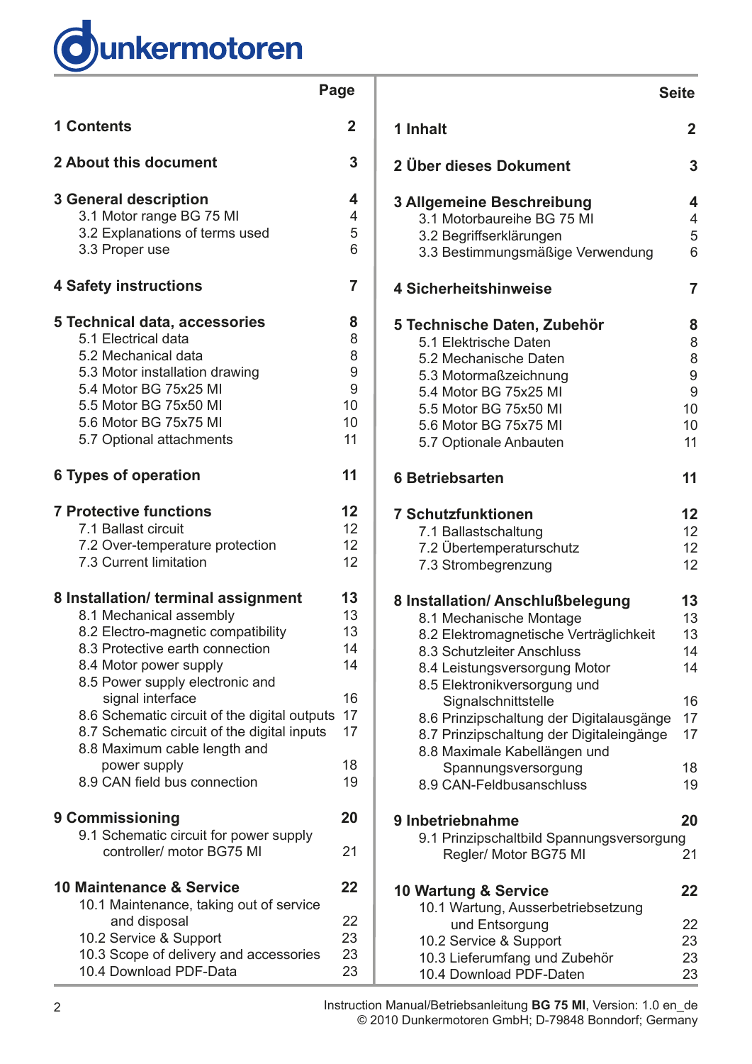dunkermotoren

| | Page |
|---|---|
| **1 Contents** | **2** |
| **2 About this document** | **3** |
| **3 General description** | **4** |
| 3.1 Motor range BG 75 MI | 4 |
| 3.2 Explanations of terms used | 5 |
| 3.3 Proper use | 6 |
| **4 Safety instructions** | **7** |
| **5 Technical data, accessories** | **8** |
| 5.1 Electrical data | 8 |
| 5.2 Mechanical data | 8 |
| 5.3 Motor installation drawing | 9 |
| 5.4 Motor BG 75x25 MI | 9 |
| 5.5 Motor BG 75x50 MI | 10 |
| 5.6 Motor BG 75x75 MI | 10 |
| 5.7 Optional attachments | 11 |
| **6 Types of operation** | **11** |
| **7 Protective functions** | **12** |
| 7.1 Ballast circuit | 12 |
| 7.2 Over-temperature protection | 12 |
| 7.3 Current limitation | 12 |
| **8 Installation/ terminal assignment** | **13** |
| 8.1 Mechanical assembly | 13 |
| 8.2 Electro-magnetic compatibility | 13 |
| 8.3 Protective earth connection | 14 |
| 8.4 Motor power supply | 14 |
| 8.5 Power supply electronic and signal interface | 16 |
| 8.6 Schematic circuit of the digital outputs | 17 |
| 8.7 Schematic circuit of the digital inputs | 17 |
| 8.8 Maximum cable length and power supply | 18 |
| 8.9 CAN field bus connection | 19 |
| **9 Commissioning** | **20** |
| 9.1 Schematic circuit for power supply controller/ motor BG75 MI | 21 |
| **10 Maintenance & Service** | **22** |
| 10.1 Maintenance, taking out of service and disposal | 22 |
| 10.2 Service & Support | 23 |
| 10.3 Scope of delivery and accessories | 23 |
| 10.4 Download PDF-Data | 23 |

| | Seite |
|---|---|
| **1 Inhalt** | **2** |
| **2 Über dieses Dokument** | **3** |
| **3 Allgemeine Beschreibung** | **4** |
| 3.1 Motorbaureihe BG 75 MI | 4 |
| 3.2 Begriffserklärungen | 5 |
| 3.3 Bestimmungsmäßige Verwendung | 6 |
| **4 Sicherheitshinweise** | **7** |
| **5 Technische Daten, Zubehör** | **8** |
| 5.1 Elektrische Daten | 8 |
| 5.2 Mechanische Daten | 8 |
| 5.3 Motormaßzeichnung | 9 |
| 5.4 Motor BG 75x25 MI | 9 |
| 5.5 Motor BG 75x50 MI | 10 |
| 5.6 Motor BG 75x75 MI | 10 |
| 5.7 Optionale Anbauten | 11 |
| **6 Betriebsarten** | **11** |
| **7 Schutzfunktionen** | **12** |
| 7.1 Ballastschaltung | 12 |
| 7.2 Übertemperaturschutz | 12 |
| 7.3 Strombegrenzung | 12 |
| **8 Installation/ Anschlußbelegung** | **13** |
| 8.1 Mechanische Montage | 13 |
| 8.2 Elektromagnetische Verträglichkeit | 13 |
| 8.3 Schutzleiter Anschluss | 14 |
| 8.4 Leistungsversorgung Motor | 14 |
| 8.5 Elektronikversorgung und Signalschnittstelle | 16 |
| 8.6 Prinzipschaltung der Digitalausgänge | 17 |
| 8.7 Prinzipschaltung der Digitaleingänge | 17 |
| 8.8 Maximale Kabellängen und Spannungsversorgung | 18 |
| 8.9 CAN-Feldbusanschluss | 19 |
| **9 Inbetriebnahme** | **20** |
| 9.1 Prinzipschaltbild Spannungsversorgung Regler/ Motor BG75 MI | 21 |
| **10 Wartung & Service** | **22** |
| 10.1 Wartung, Ausserbetriebsetzung und Entsorgung | 22 |
| 10.2 Service & Support | 23 |
| 10.3 Lieferumfang und Zubehör | 23 |
| 10.4 Download PDF-Daten | 23 |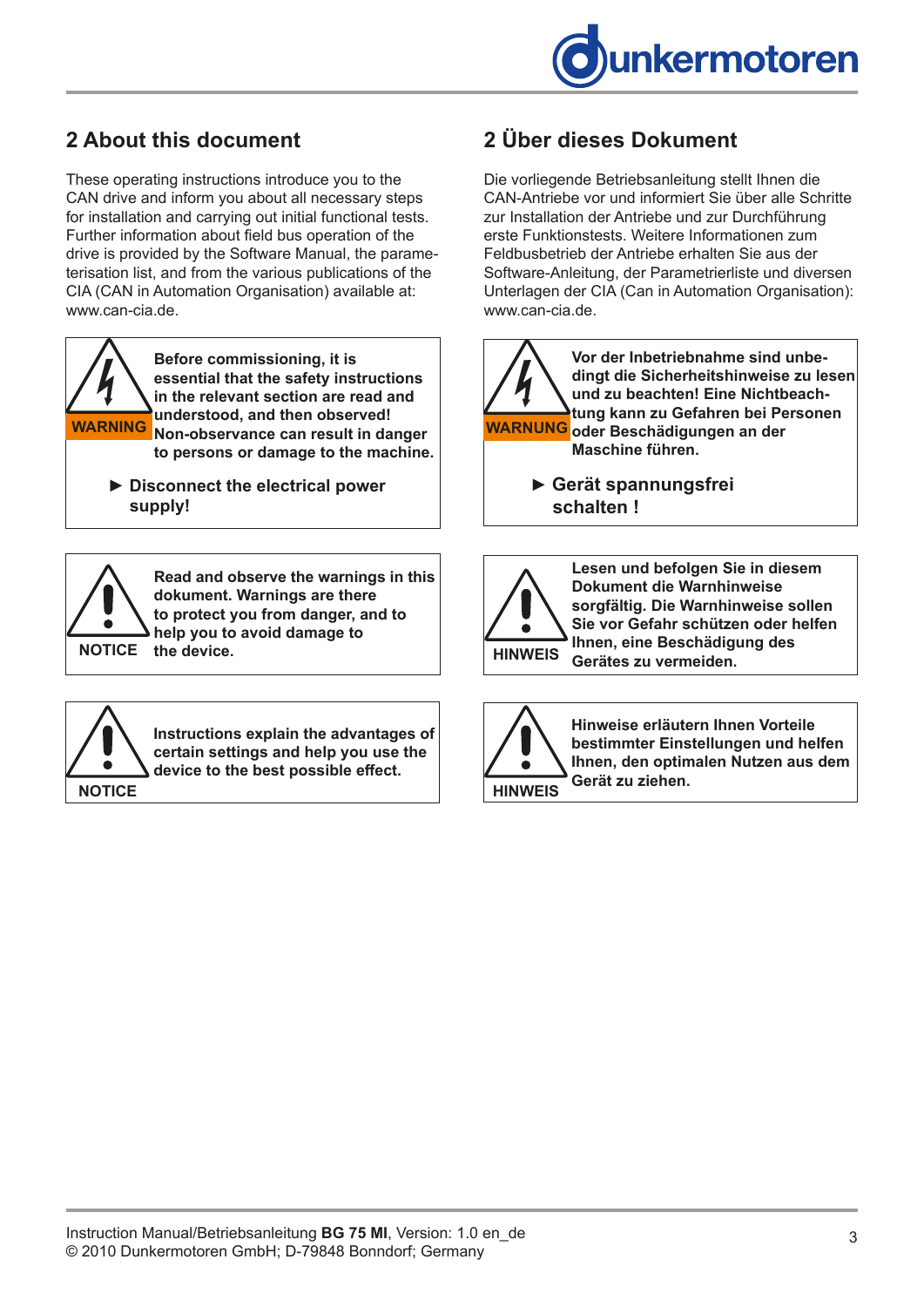## 2 About this document

These operating instructions introduce you to the CAN drive and inform you about all necessary steps for installation and carrying out initial functional tests. Further information about field bus operation of the drive is provided by the Software Manual, the parameterisation list, and from the various publications of the CIA (CAN in Automation Organisation) available at: www.can-cia.de.

WARNING

**Before commissioning, it is essential that the safety instructions in the relevant section are read and understood, and then observed! Non-observance can result in danger to persons or damage to the machine.**

► **Disconnect the electrical power supply!**

NOTICE

**Read and observe the warnings in this dokument. Warnings are there to protect you from danger, and to help you to avoid damage to the device.**

NOTICE

**Instructions explain the advantages of certain settings and help you use the device to the best possible effect.**

## 2 Über dieses Dokument

Die vorliegende Betriebsanleitung stellt Ihnen die CAN-Antriebe vor und informiert Sie über alle Schritte zur Installation der Antriebe und zur Durchführung erste Funktionstests. Weitere Informationen zum Feldbusbetrieb der Antriebe erhalten Sie aus der Software-Anleitung, der Parametrierliste und diversen Unterlagen der CIA (Can in Automation Organisation): www.can-cia.de.

WARNUNG

**Vor der Inbetriebnahme sind unbedingt die Sicherheitshinweise zu lesen und zu beachten! Eine Nichtbeachtung kann zu Gefahren bei Personen oder Beschädigungen an der Maschine führen.**

► **Gerät spannungsfrei schalten !**

HINWEIS

**Lesen und befolgen Sie in diesem Dokument die Warnhinweise sorgfältig. Die Warnhinweise sollen Sie vor Gefahr schützen oder helfen Ihnen, eine Beschädigung des Gerätes zu vermeiden.**

HINWEIS

**Hinweise erläutern Ihnen Vorteile bestimmter Einstellungen und helfen Ihnen, den optimalen Nutzen aus dem Gerät zu ziehen.**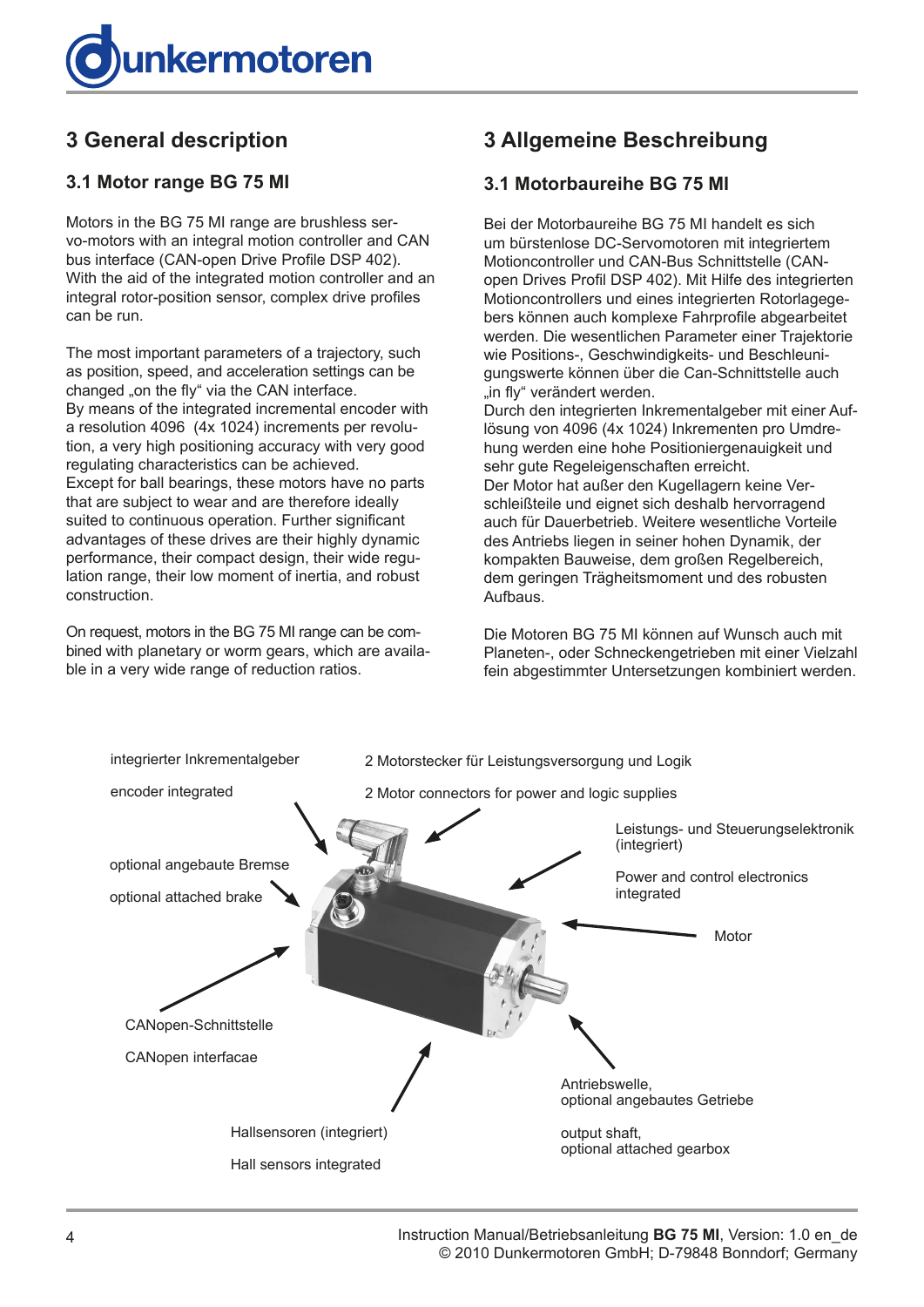## 3 General description

### 3.1 Motor range BG 75 MI

Motors in the BG 75 MI range are brushless servo-motors with an integral motion controller and CAN bus interface (CAN-open Drive Profile DSP 402). With the aid of the integrated motion controller and an integral rotor-position sensor, complex drive profiles can be run.

The most important parameters of a trajectory, such as position, speed, and acceleration settings can be changed „on the fly" via the CAN interface.
By means of the integrated incremental encoder with a resolution 4096 (4x 1024) increments per revolution, a very high positioning accuracy with very good regulating characteristics can be achieved.
Except for ball bearings, these motors have no parts that are subject to wear and are therefore ideally suited to continuous operation. Further significant advantages of these drives are their highly dynamic performance, their compact design, their wide regulation range, their low moment of inertia, and robust construction.

On request, motors in the BG 75 MI range can be combined with planetary or worm gears, which are available in a very wide range of reduction ratios.

## 3 Allgemeine Beschreibung

### 3.1 Motorbaureihe BG 75 MI

Bei der Motorbaureihe BG 75 MI handelt es sich um bürstenlose DC-Servomotoren mit integriertem Motioncontroller und CAN-Bus Schnittstelle (CAN-open Drives Profil DSP 402). Mit Hilfe des integrierten Motioncontrollers und eines integrierten Rotorlagegebers können auch komplexe Fahrprofile abgearbeitet werden. Die wesentlichen Parameter einer Trajektorie wie Positions-, Geschwindigkeits- und Beschleunigungswerte können über die Can-Schnittstelle auch „in fly" verändert werden.
Durch den integrierten Inkrementalgeber mit einer Auflösung von 4096 (4x 1024) Inkrementen pro Umdrehung werden eine hohe Positioniergenauigkeit und sehr gute Regeleigenschaften erreicht.
Der Motor hat außer den Kugellagern keine Verschleißteile und eignet sich deshalb hervorragend auch für Dauerbetrieb. Weitere wesentliche Vorteile des Antriebs liegen in seiner hohen Dynamik, der kompakten Bauweise, dem großen Regelbereich, dem geringen Trägheitsmoment und des robusten Aufbaus.

Die Motoren BG 75 MI können auf Wunsch auch mit Planeten-, oder Schneckengetrieben mit einer Vielzahl fein abgestimmter Untersetzungen kombiniert werden.

integrierter Inkrementalgeber / encoder integrated

2 Motorstecker für Leistungsversorgung und Logik / 2 Motor connectors for power and logic supplies

Leistungs- und Steuerungselektronik (integriert) / Power and control electronics integrated

optional angebaute Bremse / optional attached brake

Motor

CANopen-Schnittstelle / CANopen interfacae

Antriebswelle, optional angebautes Getriebe / output shaft, optional attached gearbox

Hallsensoren (integriert) / Hall sensors integrated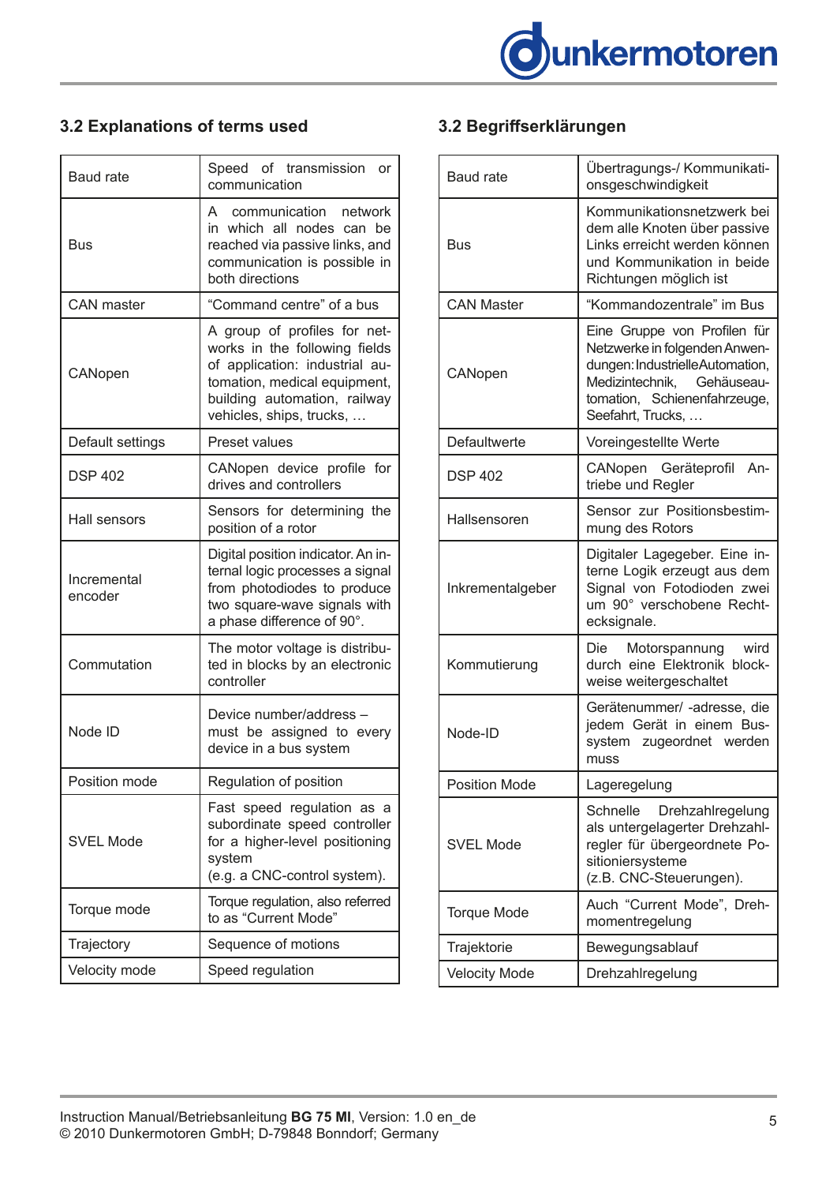## 3.2 Explanations of terms used

| | |
|---|---|
| Baud rate | Speed of transmission or communication |
| Bus | A communication network in which all nodes can be reached via passive links, and communication is possible in both directions |
| CAN master | “Command centre” of a bus |
| CANopen | A group of profiles for networks in the following fields of application: industrial automation, medical equipment, building automation, railway vehicles, ships, trucks, … |
| Default settings | Preset values |
| DSP 402 | CANopen device profile for drives and controllers |
| Hall sensors | Sensors for determining the position of a rotor |
| Incremental encoder | Digital position indicator. An internal logic processes a signal from photodiodes to produce two square-wave signals with a phase difference of 90°. |
| Commutation | The motor voltage is distributed in blocks by an electronic controller |
| Node ID | Device number/address – must be assigned to every device in a bus system |
| Position mode | Regulation of position |
| SVEL Mode | Fast speed regulation as a subordinate speed controller for a higher-level positioning system (e.g. a CNC-control system). |
| Torque mode | Torque regulation, also referred to as “Current Mode” |
| Trajectory | Sequence of motions |
| Velocity mode | Speed regulation |

## 3.2 Begriffserklärungen

| | |
|---|---|
| Baud rate | Übertragungs-/ Kommunikationsgeschwindigkeit |
| Bus | Kommunikationsnetzwerk bei dem alle Knoten über passive Links erreicht werden können und Kommunikation in beide Richtungen möglich ist |
| CAN Master | “Kommandozentrale” im Bus |
| CANopen | Eine Gruppe von Profilen für Netzwerke in folgenden Anwendungen: Industrielle Automation, Medizintechnik, Gehäuseautomation, Schienenfahrzeuge, Seefahrt, Trucks, … |
| Defaultwerte | Voreingestellte Werte |
| DSP 402 | CANopen Geräteprofil Antriebe und Regler |
| Hallsensoren | Sensor zur Positionsbestimmung des Rotors |
| Inkrementalgeber | Digitaler Lagegeber. Eine interne Logik erzeugt aus dem Signal von Fotodioden zwei um 90° verschobene Rechtecksignale. |
| Kommutierung | Die Motorspannung wird durch eine Elektronik blockweise weitergeschaltet |
| Node-ID | Gerätenummer/ -adresse, die jedem Gerät in einem Bussystem zugeordnet werden muss |
| Position Mode | Lageregelung |
| SVEL Mode | Schnelle Drehzahlregelung als untergelagerter Drehzahlregler für übergeordnete Positioniersysteme (z.B. CNC-Steuerungen). |
| Torque Mode | Auch “Current Mode”, Drehmomentregelung |
| Trajektorie | Bewegungsablauf |
| Velocity Mode | Drehzahlregelung |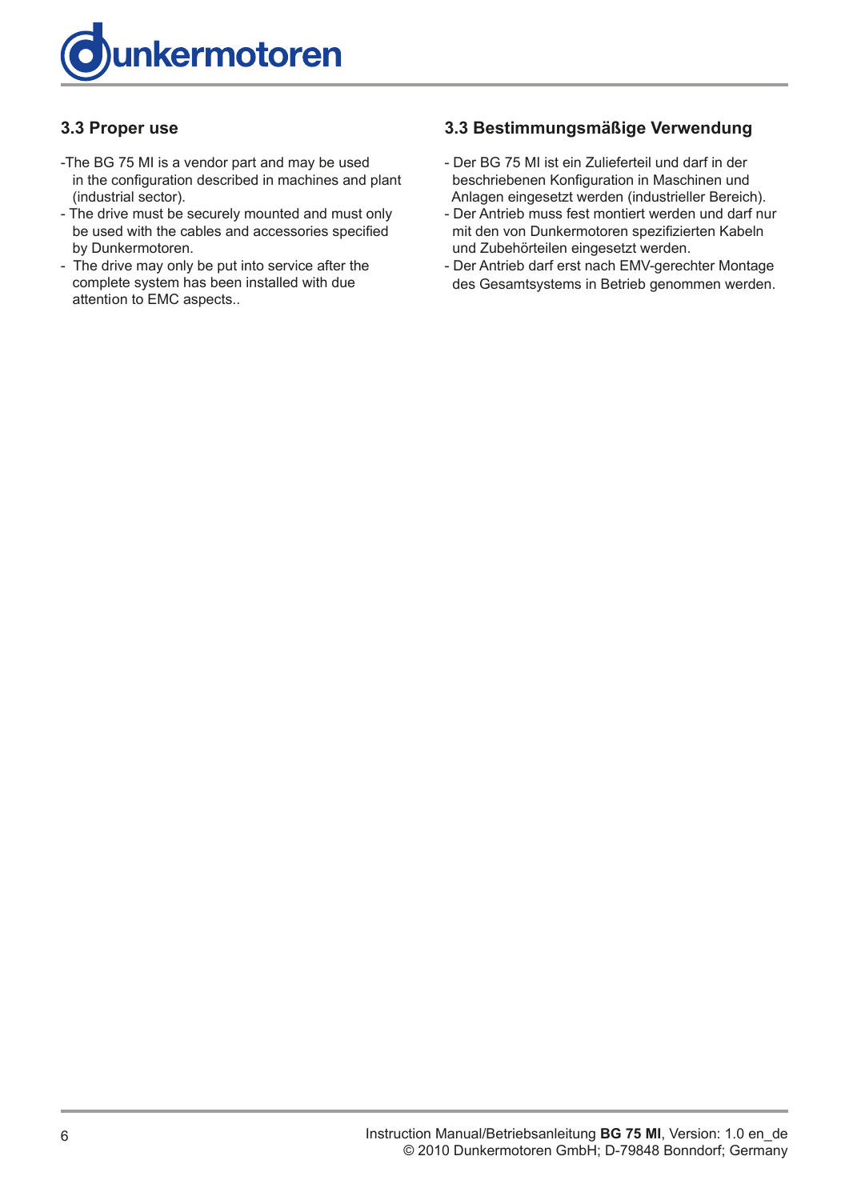## 3.3 Proper use

- The BG 75 MI is a vendor part and may be used in the configuration described in machines and plant (industrial sector).
- The drive must be securely mounted and must only be used with the cables and accessories specified by Dunkermotoren.
- The drive may only be put into service after the complete system has been installed with due attention to EMC aspects..

## 3.3 Bestimmungsmäßige Verwendung

- Der BG 75 MI ist ein Zulieferteil und darf in der beschriebenen Konfiguration in Maschinen und Anlagen eingesetzt werden (industrieller Bereich).
- Der Antrieb muss fest montiert werden und darf nur mit den von Dunkermotoren spezifizierten Kabeln und Zubehörteilen eingesetzt werden.
- Der Antrieb darf erst nach EMV-gerechter Montage des Gesamtsystems in Betrieb genommen werden.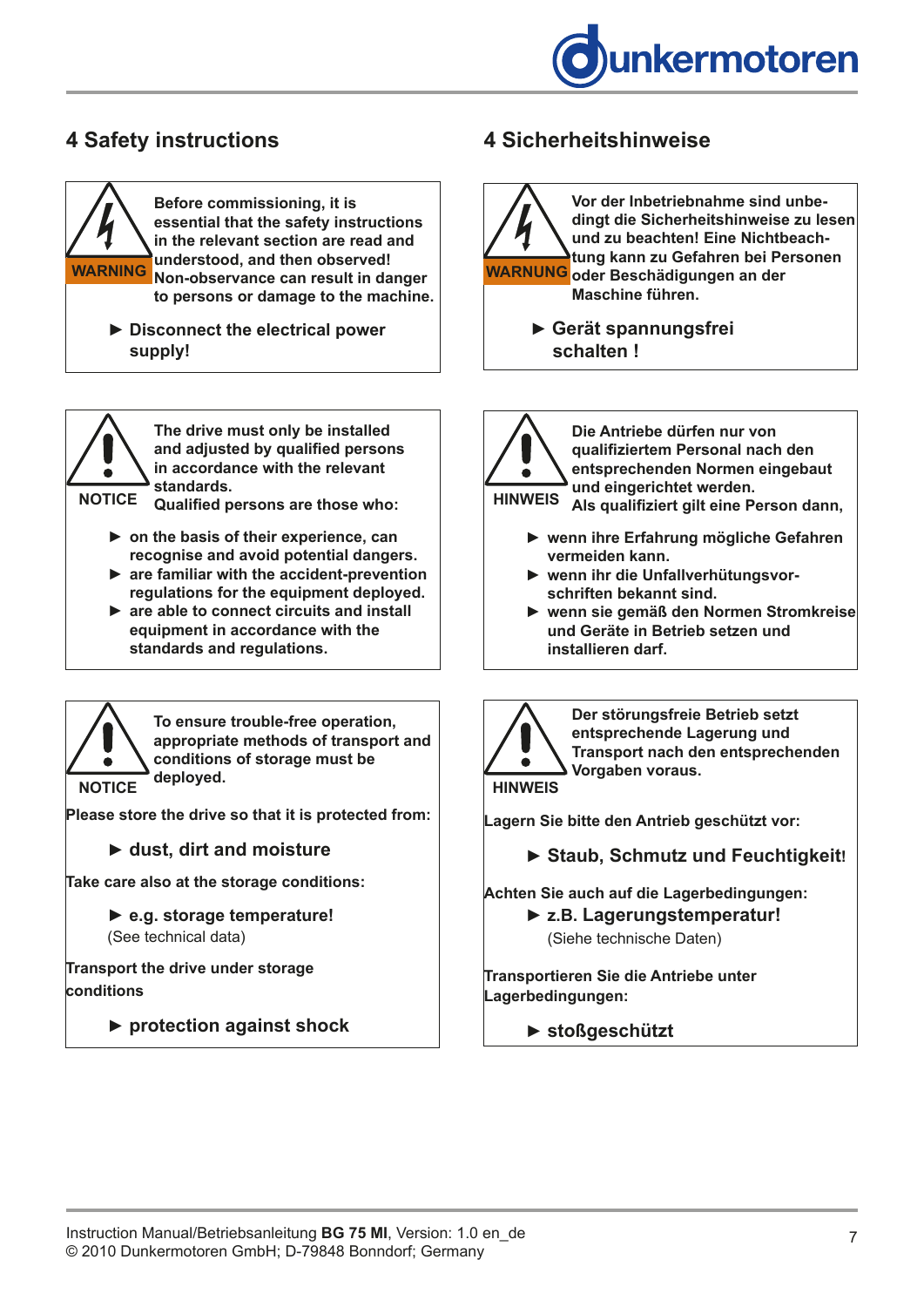## 4 Safety instructions

**WARNING**

**Before commissioning, it is essential that the safety instructions in the relevant section are read and understood, and then observed! Non-observance can result in danger to persons or damage to the machine.**

- **Disconnect the electrical power supply!**

**NOTICE**

**The drive must only be installed and adjusted by qualified persons in accordance with the relevant standards.**
**Qualified persons are those who:**

- **on the basis of their experience, can recognise and avoid potential dangers.**
- **are familiar with the accident-prevention regulations for the equipment deployed.**
- **are able to connect circuits and install equipment in accordance with the standards and regulations.**

**NOTICE**

**To ensure trouble-free operation, appropriate methods of transport and conditions of storage must be deployed.**

**Please store the drive so that it is protected from:**

- **dust, dirt and moisture**

**Take care also at the storage conditions:**

- **e.g. storage temperature!**

(See technical data)

**Transport the drive under storage conditions**

- **protection against shock**

## 4 Sicherheitshinweise

**WARNUNG**

**Vor der Inbetriebnahme sind unbedingt die Sicherheitshinweise zu lesen und zu beachten! Eine Nichtbeachtung kann zu Gefahren bei Personen oder Beschädigungen an der Maschine führen.**

- **Gerät spannungsfrei schalten !**

**HINWEIS**

**Die Antriebe dürfen nur von qualifiziertem Personal nach den entsprechenden Normen eingebaut und eingerichtet werden.**
**Als qualifiziert gilt eine Person dann,**

- **wenn ihre Erfahrung mögliche Gefahren vermeiden kann.**
- **wenn ihr die Unfallverhütungsvorschriften bekannt sind.**
- **wenn sie gemäß den Normen Stromkreise und Geräte in Betrieb setzen und installieren darf.**

**HINWEIS**

**Der störungsfreie Betrieb setzt entsprechende Lagerung und Transport nach den entsprechenden Vorgaben voraus.**

**Lagern Sie bitte den Antrieb geschützt vor:**

- **Staub, Schmutz und Feuchtigkeit!**

**Achten Sie auch auf die Lagerbedingungen:**

- **z.B. Lagerungstemperatur!**

(Siehe technische Daten)

**Transportieren Sie die Antriebe unter Lagerbedingungen:**

- **stoßgeschützt**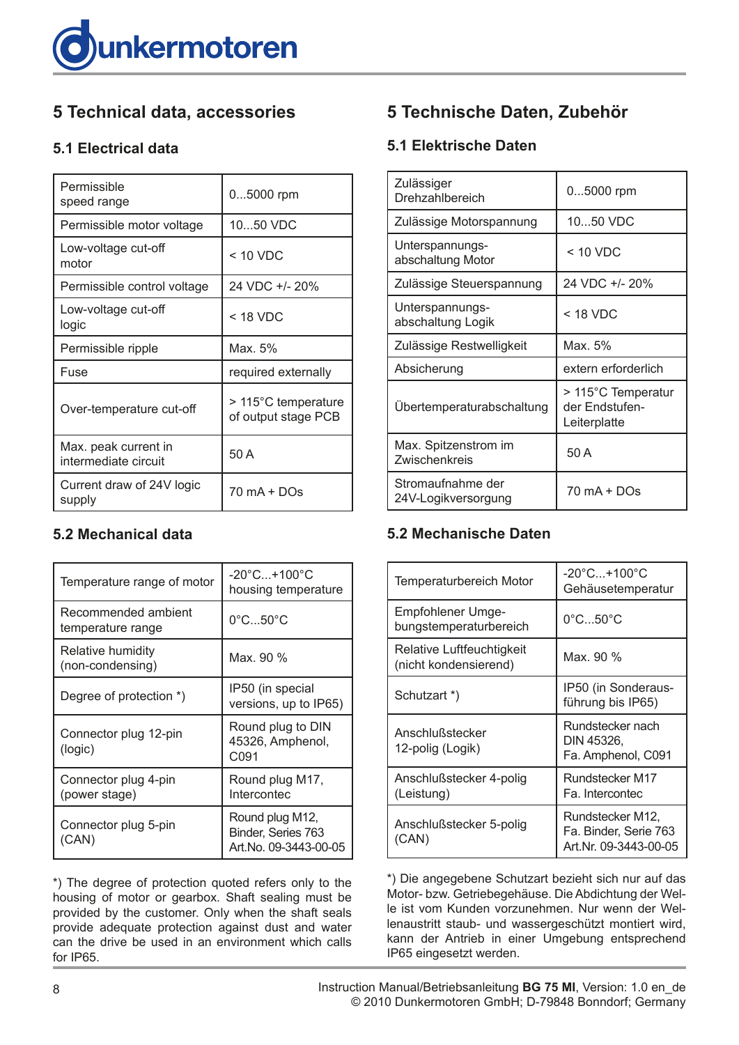## 5 Technical data, accessories

### 5.1 Electrical data

| Permissible speed range | 0...5000 rpm |
|---|---|
| Permissible motor voltage | 10...50 VDC |
| Low-voltage cut-off motor | < 10 VDC |
| Permissible control voltage | 24 VDC +/- 20% |
| Low-voltage cut-off logic | < 18 VDC |
| Permissible ripple | Max. 5% |
| Fuse | required externally |
| Over-temperature cut-off | > 115°C temperature of output stage PCB |
| Max. peak current in intermediate circuit | 50 A |
| Current draw of 24V logic supply | 70 mA + DOs |

### 5.2 Mechanical data

| Temperature range of motor | -20°C...+100°C housing temperature |
|---|---|
| Recommended ambient temperature range | 0°C...50°C |
| Relative humidity (non-condensing) | Max. 90 % |
| Degree of protection *) | IP50 (in special versions, up to IP65) |
| Connector plug 12-pin (logic) | Round plug to DIN 45326, Amphenol, C091 |
| Connector plug 4-pin (power stage) | Round plug M17, Intercontec |
| Connector plug 5-pin (CAN) | Round plug M12, Binder, Series 763 Art.No. 09-3443-00-05 |

*) The degree of protection quoted refers only to the housing of motor or gearbox. Shaft sealing must be provided by the customer. Only when the shaft seals provide adequate protection against dust and water can the drive be used in an environment which calls for IP65.

## 5 Technische Daten, Zubehör

### 5.1 Elektrische Daten

| Zulässiger Drehzahlbereich | 0...5000 rpm |
|---|---|
| Zulässige Motorspannung | 10...50 VDC |
| Unterspannungs-abschaltung Motor | < 10 VDC |
| Zulässige Steuerspannung | 24 VDC +/- 20% |
| Unterspannungs-abschaltung Logik | < 18 VDC |
| Zulässige Restwelligkeit | Max. 5% |
| Absicherung | extern erforderlich |
| Übertemperaturabschaltung | > 115°C Temperatur der Endstufen-Leiterplatte |
| Max. Spitzenstrom im Zwischenkreis | 50 A |
| Stromaufnahme der 24V-Logikversorgung | 70 mA + DOs |

### 5.2 Mechanische Daten

| Temperaturbereich Motor | -20°C...+100°C Gehäusetemperatur |
|---|---|
| Empfohlener Umgebungstemperaturbereich | 0°C...50°C |
| Relative Luftfeuchtigkeit (nicht kondensierend) | Max. 90 % |
| Schutzart *) | IP50 (in Sonderausführung bis IP65) |
| Anschlußstecker 12-polig (Logik) | Rundstecker nach DIN 45326, Fa. Amphenol, C091 |
| Anschlußstecker 4-polig (Leistung) | Rundstecker M17 Fa. Intercontec |
| Anschlußstecker 5-polig (CAN) | Rundstecker M12, Fa. Binder, Serie 763 Art.Nr. 09-3443-00-05 |

*) Die angegebene Schutzart bezieht sich nur auf das Motor- bzw. Getriebegehäuse. Die Abdichtung der Welle ist vom Kunden vorzunehmen. Nur wenn der Wellenaustritt staub- und wassergeschützt montiert wird, kann der Antrieb in einer Umgebung entsprechend IP65 eingesetzt werden.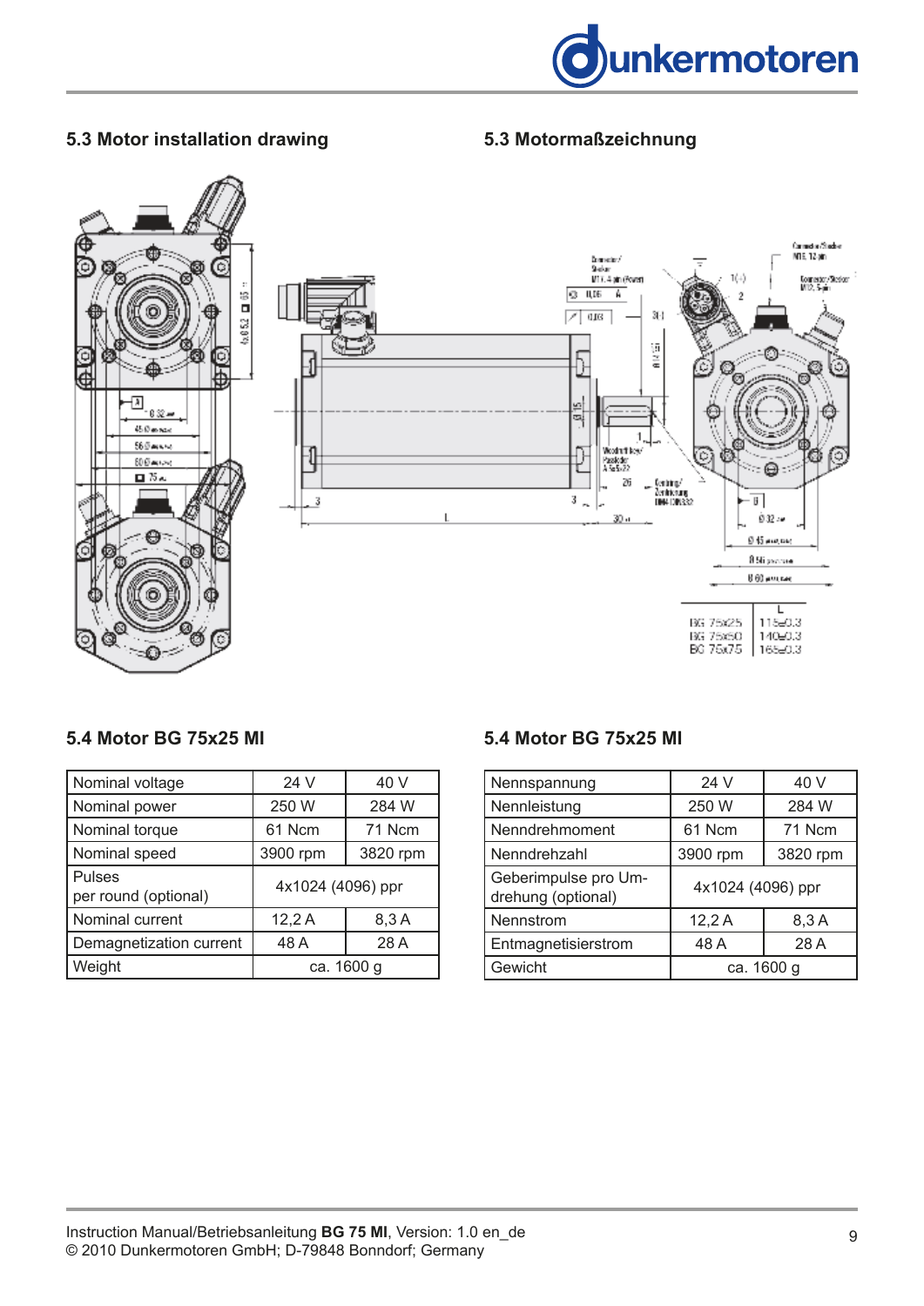## 5.3 Motor installation drawing

## 5.3 Motormaßzeichnung

| | L |
|---|---|
| BG 75x25 | 115±0.3 |
| BG 75x50 | 140±0.3 |
| BG 75x75 | 165±0.3 |

## 5.4 Motor BG 75x25 MI

| Nominal voltage | 24 V | 40 V |
|---|---|---|
| Nominal power | 250 W | 284 W |
| Nominal torque | 61 Ncm | 71 Ncm |
| Nominal speed | 3900 rpm | 3820 rpm |
| Pulses per round (optional) | 4x1024 (4096) ppr | |
| Nominal current | 12,2 A | 8,3 A |
| Demagnetization current | 48 A | 28 A |
| Weight | ca. 1600 g | |

## 5.4 Motor BG 75x25 MI

| Nennspannung | 24 V | 40 V |
|---|---|---|
| Nennleistung | 250 W | 284 W |
| Nenndrehmoment | 61 Ncm | 71 Ncm |
| Nenndrehzahl | 3900 rpm | 3820 rpm |
| Geberimpulse pro Umdrehung (optional) | 4x1024 (4096) ppr | |
| Nennstrom | 12,2 A | 8,3 A |
| Entmagnetisierstrom | 48 A | 28 A |
| Gewicht | ca. 1600 g | |

Instruction Manual/Betriebsanleitung **BG 75 MI**, Version: 1.0 en_de
© 2010 Dunkermotoren GmbH; D-79848 Bonndorf; Germany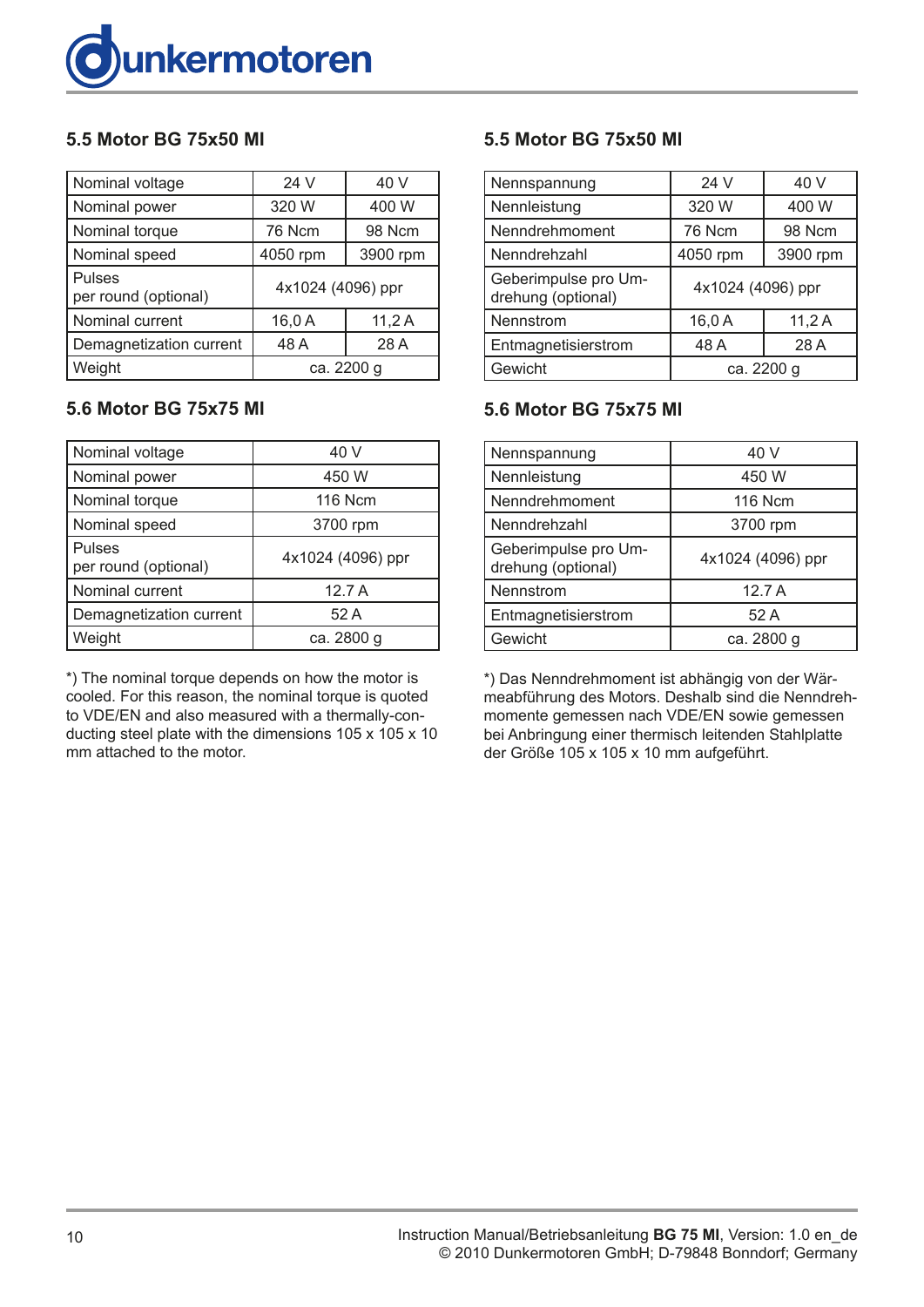## 5.5 Motor BG 75x50 MI

| Nominal voltage | 24 V | 40 V |
|---|---|---|
| Nominal power | 320 W | 400 W |
| Nominal torque | 76 Ncm | 98 Ncm |
| Nominal speed | 4050 rpm | 3900 rpm |
| Pulses per round (optional) | 4x1024 (4096) ppr | |
| Nominal current | 16,0 A | 11,2 A |
| Demagnetization current | 48 A | 28 A |
| Weight | ca. 2200 g | |

## 5.6 Motor BG 75x75 MI

| Nominal voltage | 40 V |
|---|---|
| Nominal power | 450 W |
| Nominal torque | 116 Ncm |
| Nominal speed | 3700 rpm |
| Pulses per round (optional) | 4x1024 (4096) ppr |
| Nominal current | 12.7 A |
| Demagnetization current | 52 A |
| Weight | ca. 2800 g |

*) The nominal torque depends on how the motor is cooled. For this reason, the nominal torque is quoted to VDE/EN and also measured with a thermally-conducting steel plate with the dimensions 105 x 105 x 10 mm attached to the motor.

## 5.5 Motor BG 75x50 MI

| Nennspannung | 24 V | 40 V |
|---|---|---|
| Nennleistung | 320 W | 400 W |
| Nenndrehmoment | 76 Ncm | 98 Ncm |
| Nenndrehzahl | 4050 rpm | 3900 rpm |
| Geberimpulse pro Umdrehung (optional) | 4x1024 (4096) ppr | |
| Nennstrom | 16,0 A | 11,2 A |
| Entmagnetisierstrom | 48 A | 28 A |
| Gewicht | ca. 2200 g | |

## 5.6 Motor BG 75x75 MI

| Nennspannung | 40 V |
|---|---|
| Nennleistung | 450 W |
| Nenndrehmoment | 116 Ncm |
| Nenndrehzahl | 3700 rpm |
| Geberimpulse pro Umdrehung (optional) | 4x1024 (4096) ppr |
| Nennstrom | 12.7 A |
| Entmagnetisierstrom | 52 A |
| Gewicht | ca. 2800 g |

*) Das Nenndrehmoment ist abhängig von der Wärmeabführung des Motors. Deshalb sind die Nenndrehmomente gemessen nach VDE/EN sowie gemessen bei Anbringung einer thermisch leitenden Stahlplatte der Größe 105 x 105 x 10 mm aufgeführt.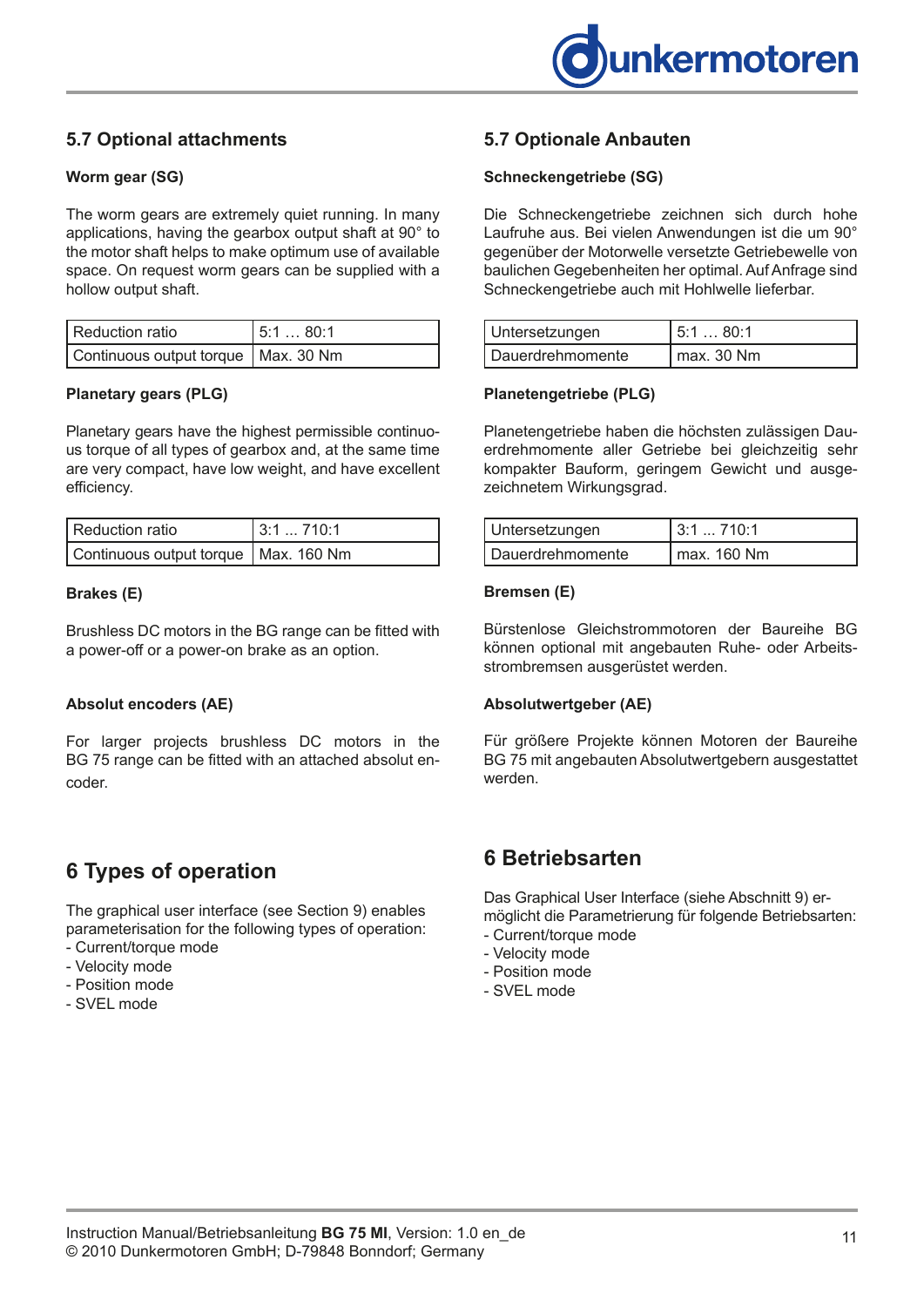## 5.7 Optional attachments

### Worm gear (SG)

The worm gears are extremely quiet running. In many applications, having the gearbox output shaft at 90° to the motor shaft helps to make optimum use of available space. On request worm gears can be supplied with a hollow output shaft.

| Reduction ratio | 5:1 … 80:1 |
|---|---|
| Continuous output torque | Max. 30 Nm |

### Planetary gears (PLG)

Planetary gears have the highest permissible continuous torque of all types of gearbox and, at the same time are very compact, have low weight, and have excellent efficiency.

| Reduction ratio | 3:1 ... 710:1 |
|---|---|
| Continuous output torque | Max. 160 Nm |

### Brakes (E)

Brushless DC motors in the BG range can be fitted with a power-off or a power-on brake as an option.

### Absolut encoders (AE)

For larger projects brushless DC motors in the BG 75 range can be fitted with an attached absolut encoder.

## 5.7 Optionale Anbauten

### Schneckengetriebe (SG)

Die Schneckengetriebe zeichnen sich durch hohe Laufruhe aus. Bei vielen Anwendungen ist die um 90° gegenüber der Motorwelle versetzte Getriebewelle von baulichen Gegebenheiten her optimal. Auf Anfrage sind Schneckengetriebe auch mit Hohlwelle lieferbar.

| Untersetzungen | 5:1 … 80:1 |
|---|---|
| Dauerdrehmomente | max. 30 Nm |

### Planetengetriebe (PLG)

Planetengetriebe haben die höchsten zulässigen Dauerdrehmomente aller Getriebe bei gleichzeitig sehr kompakter Bauform, geringem Gewicht und ausgezeichnetem Wirkungsgrad.

| Untersetzungen | 3:1 ... 710:1 |
|---|---|
| Dauerdrehmomente | max. 160 Nm |

### Bremsen (E)

Bürstenlose Gleichstrommotoren der Baureihe BG können optional mit angebauten Ruhe- oder Arbeitsstrombremsen ausgerüstet werden.

### Absolutwertgeber (AE)

Für größere Projekte können Motoren der Baureihe BG 75 mit angebauten Absolutwertgebern ausgestattet werden.

# 6 Types of operation

The graphical user interface (see Section 9) enables parameterisation for the following types of operation:
- Current/torque mode
- Velocity mode
- Position mode
- SVEL mode

# 6 Betriebsarten

Das Graphical User Interface (siehe Abschnitt 9) ermöglicht die Parametrierung für folgende Betriebsarten:
- Current/torque mode
- Velocity mode
- Position mode
- SVEL mode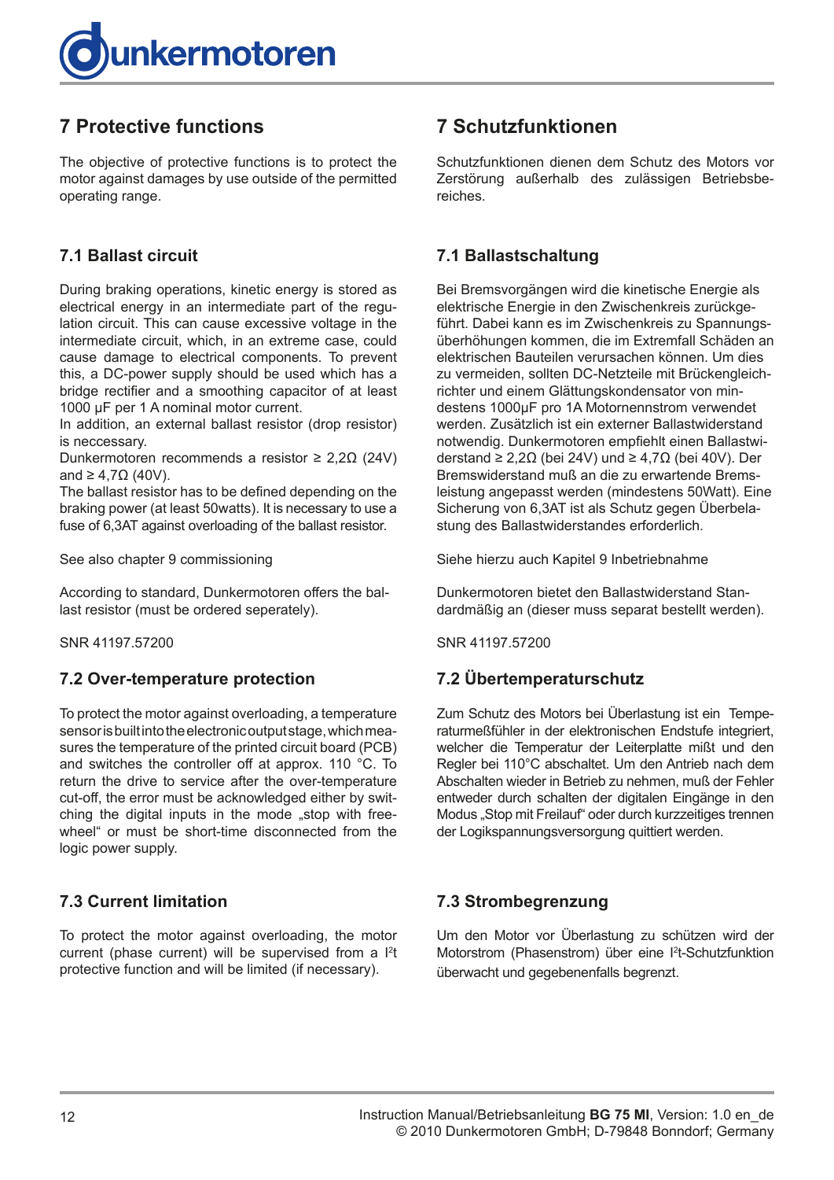# 7 Protective functions

The objective of protective functions is to protect the motor against damages by use outside of the permitted operating range.

## 7.1 Ballast circuit

During braking operations, kinetic energy is stored as electrical energy in an intermediate part of the regulation circuit. This can cause excessive voltage in the intermediate circuit, which, in an extreme case, could cause damage to electrical components. To prevent this, a DC-power supply should be used which has a bridge rectifier and a smoothing capacitor of at least 1000 µF per 1 A nominal motor current.
In addition, an external ballast resistor (drop resistor) is neccessary.
Dunkermotoren recommends a resistor ≥ 2,2Ω (24V) and ≥ 4,7Ω (40V).
The ballast resistor has to be defined depending on the braking power (at least 50watts). It is necessary to use a fuse of 6,3AT against overloading of the ballast resistor.

See also chapter 9 commissioning

According to standard, Dunkermotoren offers the ballast resistor (must be ordered seperately).

SNR 41197.57200

## 7.2 Over-temperature protection

To protect the motor against overloading, a temperature sensor is built into the electronic output stage, which measures the temperature of the printed circuit board (PCB) and switches the controller off at approx. 110 °C. To return the drive to service after the over-temperature cut-off, the error must be acknowledged either by switching the digital inputs in the mode „stop with freewheel“ or must be short-time disconnected from the logic power supply.

## 7.3 Current limitation

To protect the motor against overloading, the motor current (phase current) will be supervised from a $I^2t$ protective function and will be limited (if necessary).

# 7 Schutzfunktionen

Schutzfunktionen dienen dem Schutz des Motors vor Zerstörung außerhalb des zulässigen Betriebsbereiches.

## 7.1 Ballastschaltung

Bei Bremsvorgängen wird die kinetische Energie als elektrische Energie in den Zwischenkreis zurückgeführt. Dabei kann es im Zwischenkreis zu Spannungsüberhöhungen kommen, die im Extremfall Schäden an elektrischen Bauteilen verursachen können. Um dies zu vermeiden, sollten DC-Netzteile mit Brückengleichrichter und einem Glättungskondensator von mindestens 1000µF pro 1A Motornennstrom verwendet werden. Zusätzlich ist ein externer Ballastwiderstand notwendig. Dunkermotoren empfiehlt einen Ballastwiderstand ≥ 2,2Ω (bei 24V) und ≥ 4,7Ω (bei 40V). Der Bremswiderstand muß an die zu erwartende Bremsleistung angepasst werden (mindestens 50Watt). Eine Sicherung von 6,3AT ist als Schutz gegen Überbelastung des Ballastwiderstandes erforderlich.

Siehe hierzu auch Kapitel 9 Inbetriebnahme

Dunkermotoren bietet den Ballastwiderstand Standardmäßig an (dieser muss separat bestellt werden).

SNR 41197.57200

## 7.2 Übertemperaturschutz

Zum Schutz des Motors bei Überlastung ist ein Temperaturmeßfühler in der elektronischen Endstufe integriert, welcher die Temperatur der Leiterplatte mißt und den Regler bei 110°C abschaltet. Um den Antrieb nach dem Abschalten wieder in Betrieb zu nehmen, muß der Fehler entweder durch schalten der digitalen Eingänge in den Modus „Stop mit Freilauf“ oder durch kurzzeitiges trennen der Logikspannungsversorgung quittiert werden.

## 7.3 Strombegrenzung

Um den Motor vor Überlastung zu schützen wird der Motorstrom (Phasenstrom) über eine $I^2t$-Schutzfunktion überwacht und gegebenenfalls begrenzt.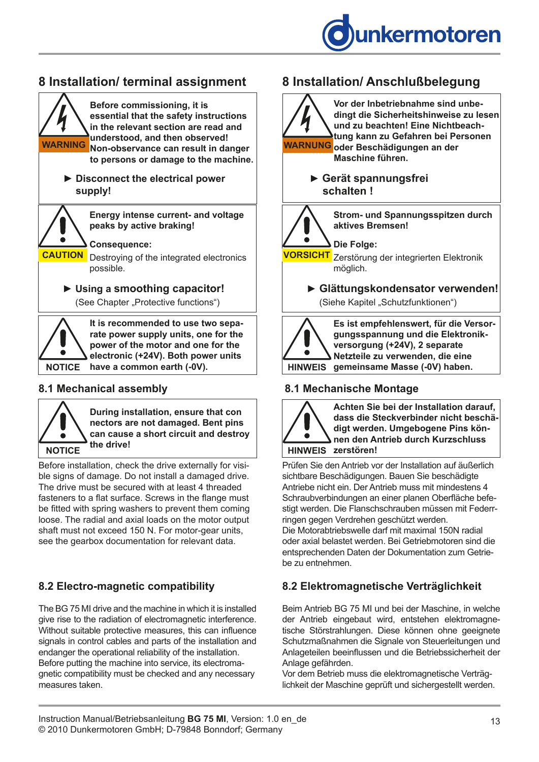# 8 Installation/ terminal assignment

**WARNING**

**Before commissioning, it is essential that the safety instructions in the relevant section are read and understood, and then observed! Non-observance can result in danger to persons or damage to the machine.**

**► Disconnect the electrical power supply!**

**CAUTION**

**Energy intense current- and voltage peaks by active braking!**

**Consequence:**
Destroying of the integrated electronics possible.

**► Using a smoothing capacitor!**
(See Chapter „Protective functions")

**NOTICE**

**It is recommended to use two separate power supply units, one for the power of the motor and one for the electronic (+24V). Both power units have a common earth (-0V).**

## 8.1 Mechanical assembly

**NOTICE**

**During installation, ensure that con nectors are not damaged. Bent pins can cause a short circuit and destroy the drive!**

Before installation, check the drive externally for visible signs of damage. Do not install a damaged drive. The drive must be secured with at least 4 threaded fasteners to a flat surface. Screws in the flange must be fitted with spring washers to prevent them coming loose. The radial and axial loads on the motor output shaft must not exceed 150 N. For motor-gear units, see the gearbox documentation for relevant data.

## 8.2 Electro-magnetic compatibility

The BG 75 MI drive and the machine in which it is installed give rise to the radiation of electromagnetic interference. Without suitable protective measures, this can influence signals in control cables and parts of the installation and endanger the operational reliability of the installation. Before putting the machine into service, its electromagnetic compatibility must be checked and any necessary measures taken.

# 8 Installation/ Anschlußbelegung

**WARNUNG**

**Vor der Inbetriebnahme sind unbedingt die Sicherheitshinweise zu lesen und zu beachten! Eine Nichtbeachtung kann zu Gefahren bei Personen oder Beschädigungen an der Maschine führen.**

**► Gerät spannungsfrei schalten !**

**VORSICHT**

**Strom- und Spannungsspitzen durch aktives Bremsen!**

**Die Folge:**
Zerstörung der integrierten Elektronik möglich.

**► Glättungskondensator verwenden!**
(Siehe Kapitel „Schutzfunktionen")

**HINWEIS**

**Es ist empfehlenswert, für die Versorgungsspannung und die Elektronikversorgung (+24V), 2 separate Netzteile zu verwenden, die eine gemeinsame Masse (-0V) haben.**

## 8.1 Mechanische Montage

**HINWEIS**

**Achten Sie bei der Installation darauf, dass die Steckverbinder nicht beschädigt werden. Umgebogene Pins können den Antrieb durch Kurzschluss zerstören!**

Prüfen Sie den Antrieb vor der Installation auf äußerlich sichtbare Beschädigungen. Bauen Sie beschädigte Antriebe nicht ein. Der Antrieb muss mit mindestens 4 Schraubverbindungen an einer planen Oberfläche befestigt werden. Die Flanschschrauben müssen mit Federringen gegen Verdrehen geschützt werden.
Die Motorabtriebswelle darf mit maximal 150N radial oder axial belastet werden. Bei Getriebmotoren sind die entsprechenden Daten der Dokumentation zum Getriebe zu entnehmen.

## 8.2 Elektromagnetische Verträglichkeit

Beim Antrieb BG 75 MI und bei der Maschine, in welche der Antrieb eingebaut wird, entstehen elektromagnetische Störstrahlungen. Diese können ohne geeignete Schutzmaßnahmen die Signale von Steuerleitungen und Anlageteilen beeinflussen und die Betriebssicherheit der Anlage gefährden.
Vor dem Betrieb muss die elektromagnetische Verträglichkeit der Maschine geprüft und sichergestellt werden.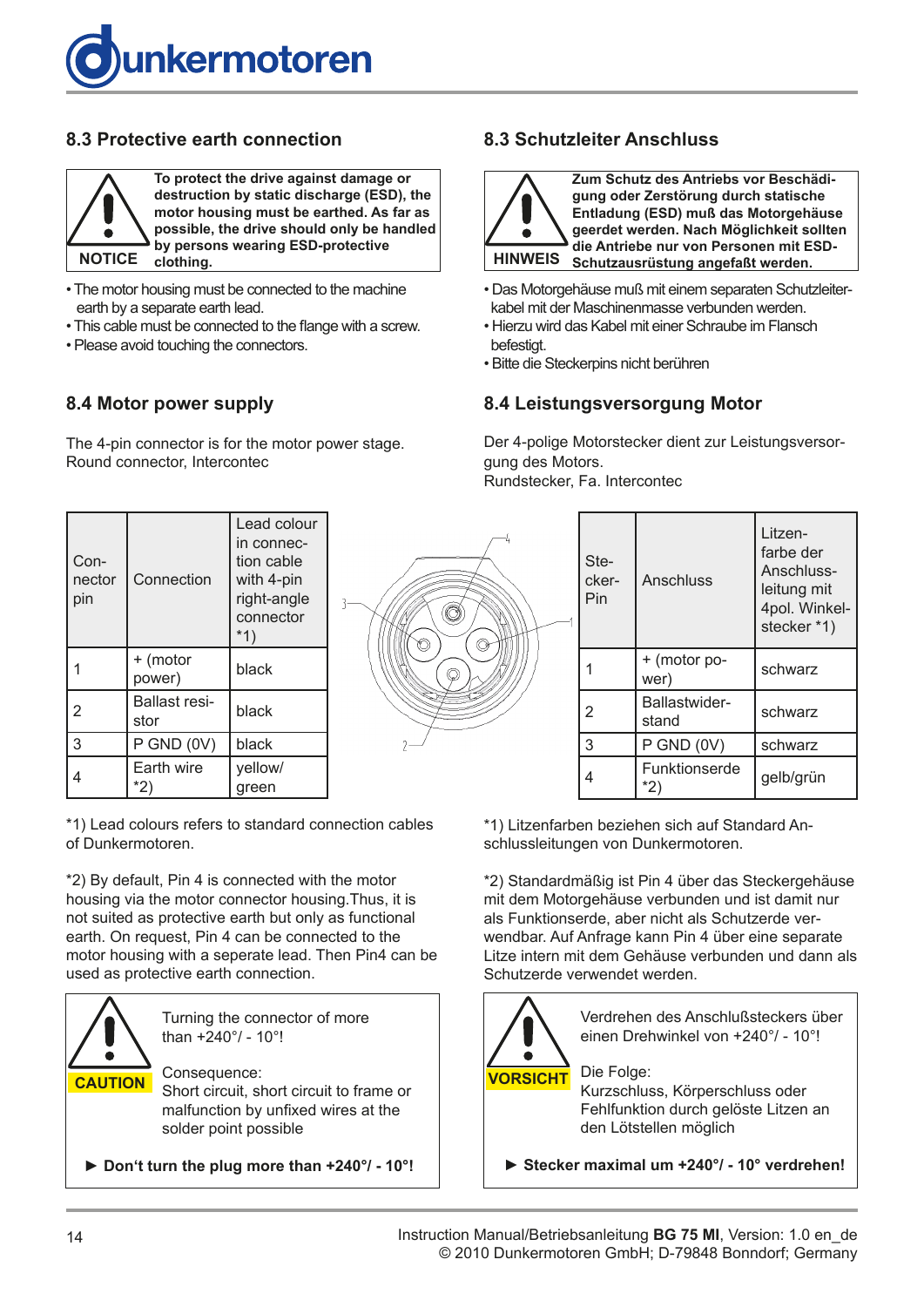## 8.3 Protective earth connection

**NOTICE**

**To protect the drive against damage or destruction by static discharge (ESD), the motor housing must be earthed. As far as possible, the drive should only be handled by persons wearing ESD-protective clothing.**

- The motor housing must be connected to the machine earth by a separate earth lead.
- This cable must be connected to the flange with a screw.
- Please avoid touching the connectors.

## 8.3 Schutzleiter Anschluss

**HINWEIS**

**Zum Schutz des Antriebs vor Beschädigung oder Zerstörung durch statische Entladung (ESD) muß das Motorgehäuse geerdet werden. Nach Möglichkeit sollten die Antriebe nur von Personen mit ESD-Schutzausrüstung angefaßt werden.**

- Das Motorgehäuse muß mit einem separaten Schutzleiterkabel mit der Maschinenmasse verbunden werden.
- Hierzu wird das Kabel mit einer Schraube im Flansch befestigt.
- Bitte die Steckerpins nicht berühren

## 8.4 Motor power supply

The 4-pin connector is for the motor power stage.
Round connector, Intercontec

| Connector pin | Connection | Lead colour in connection cable with 4-pin right-angle connector *1) |
|---|---|---|
| 1 | + (motor power) | black |
| 2 | Ballast resistor | black |
| 3 | P GND (0V) | black |
| 4 | Earth wire *2) | yellow/ green |

*1) Lead colours refers to standard connection cables of Dunkermotoren.

*2) By default, Pin 4 is connected with the motor housing via the motor connector housing.Thus, it is not suited as protective earth but only as functional earth. On request, Pin 4 can be connected to the motor housing with a seperate lead. Then Pin4 can be used as protective earth connection.

**CAUTION**

Turning the connector of more than +240°/ - 10°!

Consequence:
Short circuit, short circuit to frame or malfunction by unfixed wires at the solder point possible

► **Don‘t turn the plug more than +240°/ - 10°!**

## 8.4 Leistungsversorgung Motor

Der 4-polige Motorstecker dient zur Leistungsversorgung des Motors.
Rundstecker, Fa. Intercontec

| Stecker-Pin | Anschluss | Litzenfarbe der Anschlussleitung mit 4pol. Winkelstecker *1) |
|---|---|---|
| 1 | + (motor power) | schwarz |
| 2 | Ballastwiderstand | schwarz |
| 3 | P GND (0V) | schwarz |
| 4 | Funktionserde *2) | gelb/grün |

*1) Litzenfarben beziehen sich auf Standard Anschlussleitungen von Dunkermotoren.

*2) Standardmäßig ist Pin 4 über das Steckergehäuse mit dem Motorgehäuse verbunden und ist damit nur als Funktionserde, aber nicht als Schutzerde verwendbar. Auf Anfrage kann Pin 4 über eine separate Litze intern mit dem Gehäuse verbunden und dann als Schutzerde verwendet werden.

**VORSICHT**

Verdrehen des Anschlußsteckers über einen Drehwinkel von +240°/ - 10°!

Die Folge:
Kurzschluss, Körperschluss oder Fehlfunktion durch gelöste Litzen an den Lötstellen möglich

► **Stecker maximal um +240°/ - 10° verdrehen!**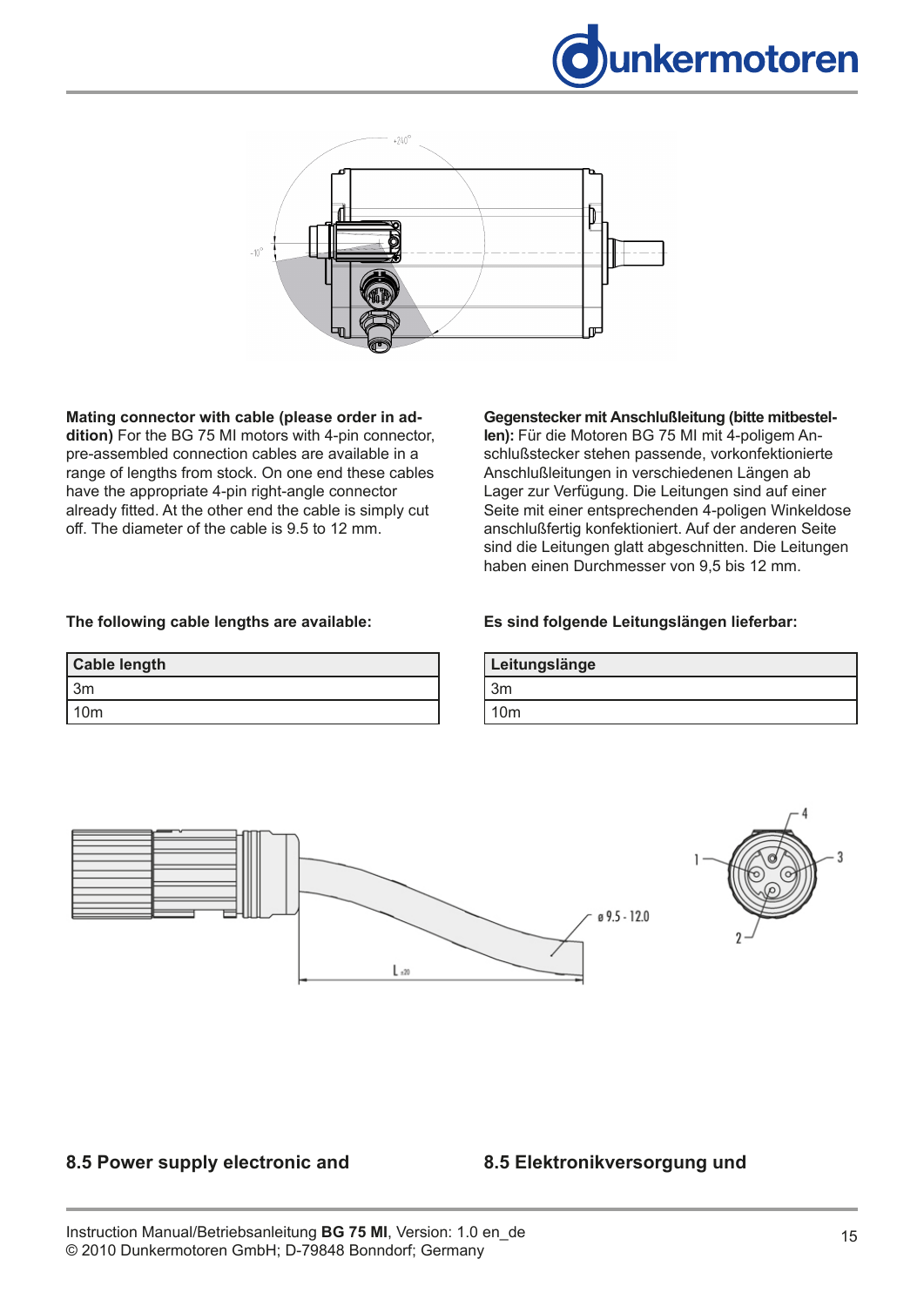**Mating connector with cable (please order in addition)** For the BG 75 MI motors with 4-pin connector, pre-assembled connection cables are available in a range of lengths from stock. On one end these cables have the appropriate 4-pin right-angle connector already fitted. At the other end the cable is simply cut off. The diameter of the cable is 9.5 to 12 mm.

**Gegenstecker mit Anschlußleitung (bitte mitbestellen):** Für die Motoren BG 75 MI mit 4-poligem Anschlußstecker stehen passende, vorkonfektionierte Anschlußleitungen in verschiedenen Längen ab Lager zur Verfügung. Die Leitungen sind auf einer Seite mit einer entsprechenden 4-poligen Winkeldose anschlußfertig konfektioniert. Auf der anderen Seite sind die Leitungen glatt abgeschnitten. Die Leitungen haben einen Durchmesser von 9,5 bis 12 mm.

**The following cable lengths are available:**

| Cable length |
|---|
| 3m |
| 10m |

**Es sind folgende Leitungslängen lieferbar:**

| Leitungslänge |
|---|
| 3m |
| 10m |

## 8.5 Power supply electronic and

## 8.5 Elektronikversorgung und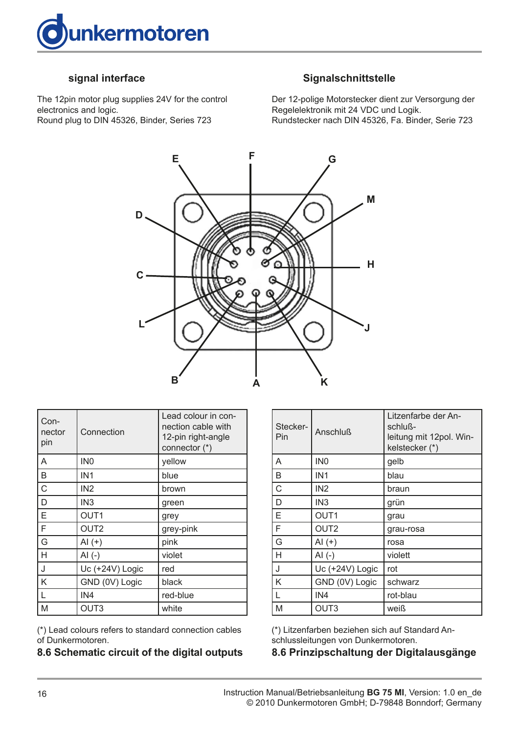## signal interface

The 12pin motor plug supplies 24V for the control electronics and logic.
Round plug to DIN 45326, Binder, Series 723

## Signalschnittstelle

Der 12-polige Motorstecker dient zur Versorgung der Regelelektronik mit 24 VDC und Logik.
Rundstecker nach DIN 45326, Fa. Binder, Serie 723

| Con-nector pin | Connection | Lead colour in con-nection cable with 12-pin right-angle connector (*) |
|---|---|---|
| A | IN0 | yellow |
| B | IN1 | blue |
| C | IN2 | brown |
| D | IN3 | green |
| E | OUT1 | grey |
| F | OUT2 | grey-pink |
| G | AI (+) | pink |
| H | AI (-) | violet |
| J | Uc (+24V) Logic | red |
| K | GND (0V) Logic | black |
| L | IN4 | red-blue |
| M | OUT3 | white |

(*) Lead colours refers to standard connection cables of Dunkermotoren.

| Stecker-Pin | Anschluß | Litzenfarbe der Anschluß-leitung mit 12pol. Winkelstecker (*) |
|---|---|---|
| A | IN0 | gelb |
| B | IN1 | blau |
| C | IN2 | braun |
| D | IN3 | grün |
| E | OUT1 | grau |
| F | OUT2 | grau-rosa |
| G | AI (+) | rosa |
| H | AI (-) | violett |
| J | Uc (+24V) Logic | rot |
| K | GND (0V) Logic | schwarz |
| L | IN4 | rot-blau |
| M | OUT3 | weiß |

(*) Litzenfarben beziehen sich auf Standard Anschlussleitungen von Dunkermotoren.

## 8.6 Schematic circuit of the digital outputs

## 8.6 Prinzipschaltung der Digitalausgänge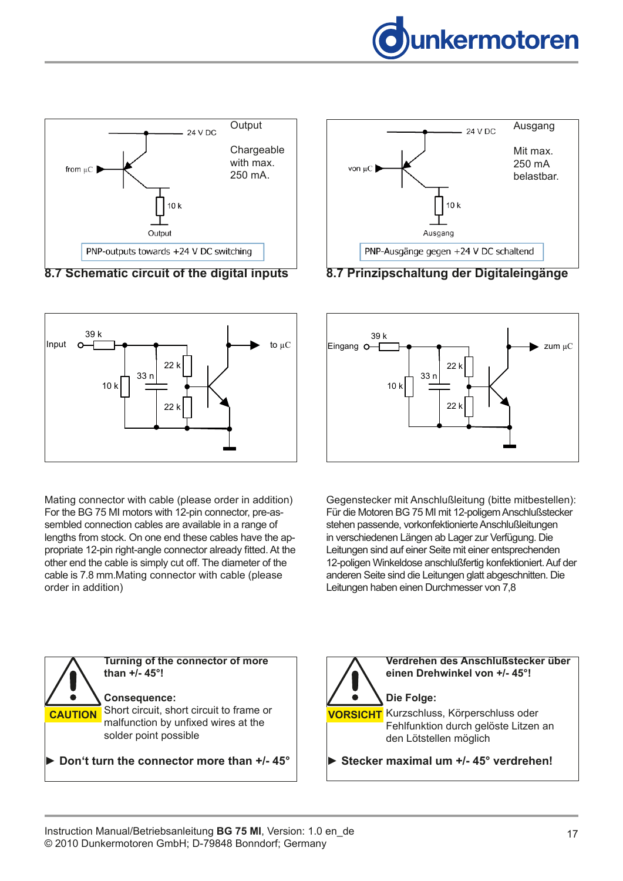Output

Chargeable with max. 250 mA.

24 V DC

from µC

10 k

Output

PNP-outputs towards +24 V DC switching

Ausgang

Mit max. 250 mA belastbar.

24 V DC

von µC

10 k

Ausgang

PNP-Ausgänge gegen +24 V DC schaltend

## 8.7 Schematic circuit of the digital inputs

## 8.7 Prinzipschaltung der Digitaleingänge

Input, 39 k, 10 k, 33 n, 22 k, 22 k, to µC

Eingang, 39 k, 10 k, 33 n, 22 k, 22 k, zum µC

Mating connector with cable (please order in addition) For the BG 75 MI motors with 12-pin connector, pre-assembled connection cables are available in a range of lengths from stock. On one end these cables have the appropriate 12-pin right-angle connector already fitted. At the other end the cable is simply cut off. The diameter of the cable is 7.8 mm.Mating connector with cable (please order in addition)

Gegenstecker mit Anschlußleitung (bitte mitbestellen): Für die Motoren BG 75 MI mit 12-poligem Anschlußstecker stehen passende, vorkonfektionierte Anschlußleitungen in verschiedenen Längen ab Lager zur Verfügung. Die Leitungen sind auf einer Seite mit einer entsprechenden 12-poligen Winkeldose anschlußfertig konfektioniert. Auf der anderen Seite sind die Leitungen glatt abgeschnitten. Die Leitungen haben einen Durchmesser von 7,8

**CAUTION**

**Turning of the connector of more than +/- 45°!**

**Consequence:**
Short circuit, short circuit to frame or malfunction by unfixed wires at the solder point possible

**▶ Don‘t turn the connector more than +/- 45°**

**VORSICHT**

**Verdrehen des Anschlußstecker über einen Drehwinkel von +/- 45°!**

**Die Folge:**
Kurzschluss, Körperschluss oder Fehlfunktion durch gelöste Litzen an den Lötstellen möglich

**▶ Stecker maximal um +/- 45° verdrehen!**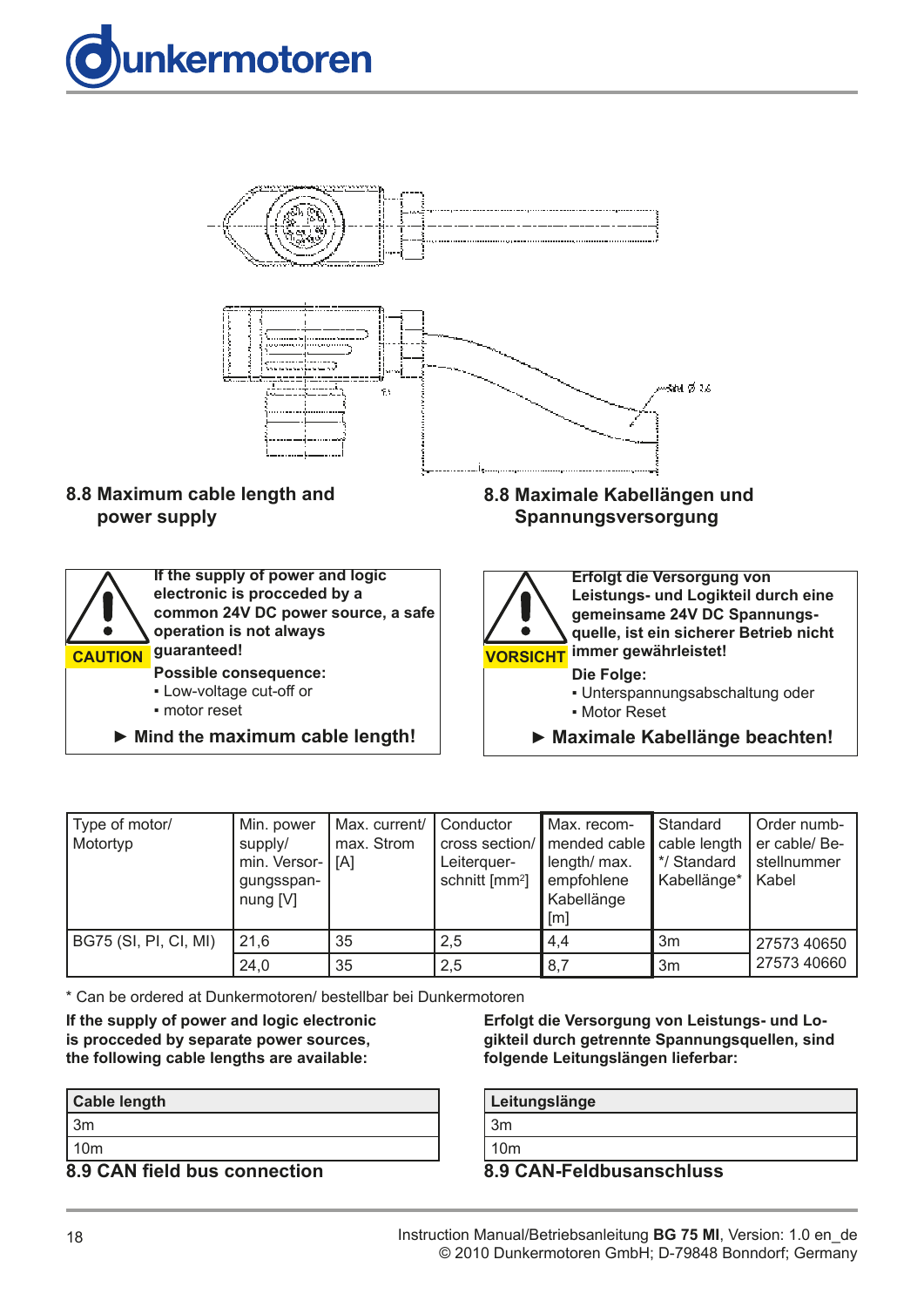## 8.8 Maximum cable length and power supply

## 8.8 Maximale Kabellängen und Spannungsversorgung

**CAUTION**

**If the supply of power and logic electronic is procceded by a common 24V DC power source, a safe operation is not always guaranteed!**

**Possible consequence:**

- Low-voltage cut-off or
- motor reset

► **Mind the maximum cable length!**

**VORSICHT**

**Erfolgt die Versorgung von Leistungs- und Logikteil durch eine gemeinsame 24V DC Spannungsquelle, ist ein sicherer Betrieb nicht immer gewährleistet!**

**Die Folge:**

- Unterspannungsabschaltung oder
- Motor Reset

► **Maximale Kabellänge beachten!**

| Type of motor/ Motortyp | Min. power supply/ min. Versorgungsspannung [V] | Max. current/ max. Strom [A] | Conductor cross section/ Leiterquerschnitt [mm²] | Max. recommended cable length/ max. empfohlene Kabellänge [m] | Standard cable length */ Standard Kabellänge* | Order number cable/ Bestellnummer Kabel |
|---|---|---|---|---|---|---|
| BG75 (SI, PI, CI, MI) | 21,6 | 35 | 2,5 | 4,4 | 3m | 27573 40650 |
| | 24,0 | 35 | 2,5 | 8,7 | 3m | 27573 40660 |

* Can be ordered at Dunkermotoren/ bestellbar bei Dunkermotoren

**If the supply of power and logic electronic is procceded by separate power sources, the following cable lengths are available:**

| Cable length |
|---|
| 3m |
| 10m |

**Erfolgt die Versorgung von Leistungs- und Logikteil durch getrennte Spannungsquellen, sind folgende Leitungslängen lieferbar:**

| Leitungslänge |
|---|
| 3m |
| 10m |

## 8.9 CAN field bus connection

## 8.9 CAN-Feldbusanschluss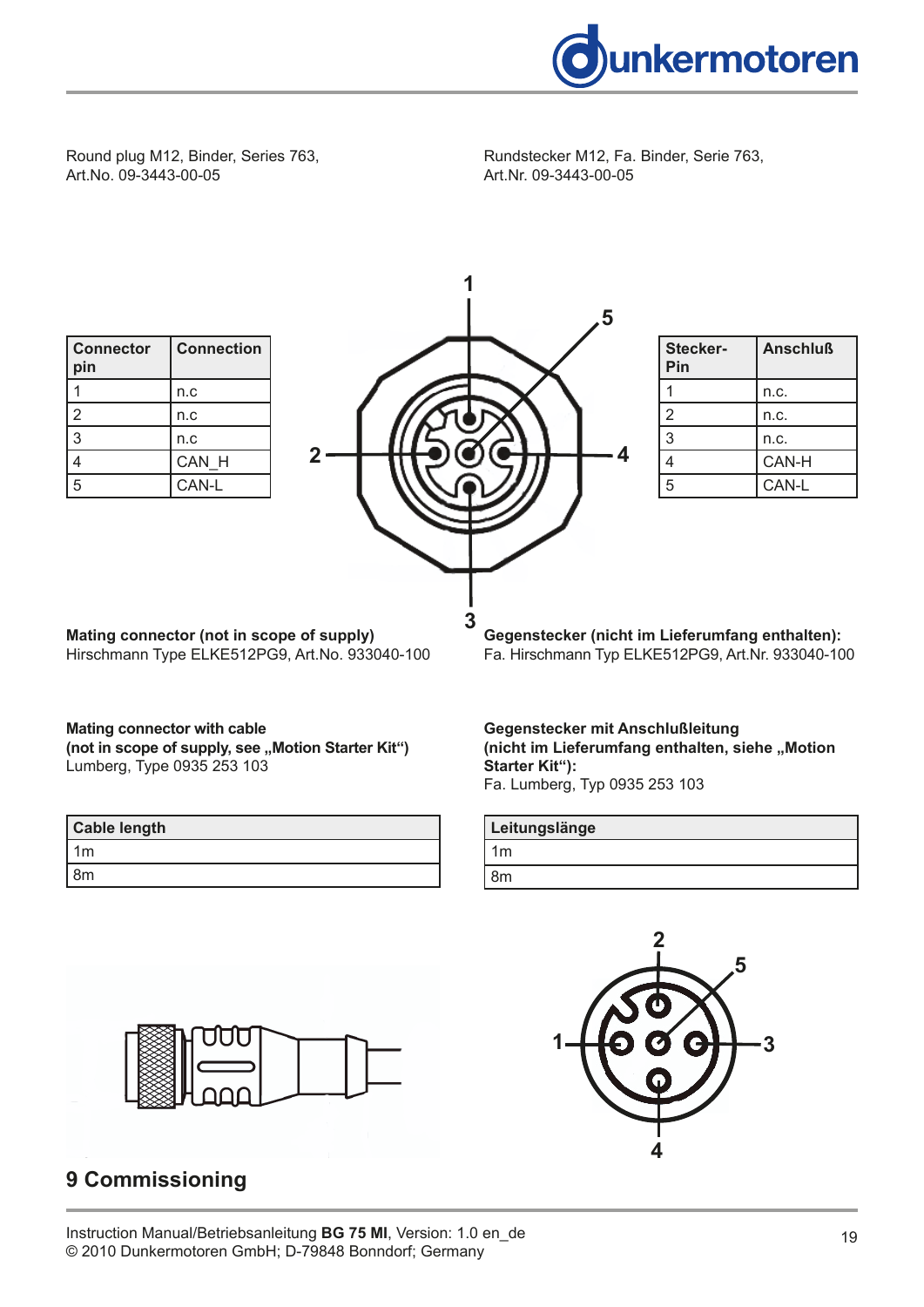Round plug M12, Binder, Series 763, Art.No. 09-3443-00-05

Rundstecker M12, Fa. Binder, Serie 763, Art.Nr. 09-3443-00-05

| Connector pin | Connection |
| --- | --- |
| 1 | n.c |
| 2 | n.c |
| 3 | n.c |
| 4 | CAN_H |
| 5 | CAN-L |

| Stecker-Pin | Anschluß |
| --- | --- |
| 1 | n.c. |
| 2 | n.c. |
| 3 | n.c. |
| 4 | CAN-H |
| 5 | CAN-L |

**Mating connector (not in scope of supply)**
Hirschmann Type ELKE512PG9, Art.No. 933040-100

**Gegenstecker (nicht im Lieferumfang enthalten):**
Fa. Hirschmann Typ ELKE512PG9, Art.Nr. 933040-100

**Mating connector with cable**
**(not in scope of supply, see „Motion Starter Kit“)**
Lumberg, Type 0935 253 103

**Gegenstecker mit Anschlußleitung**
**(nicht im Lieferumfang enthalten, siehe „Motion Starter Kit“):**
Fa. Lumberg, Typ 0935 253 103

| Cable length |
| --- |
| 1m |
| 8m |

| Leitungslänge |
| --- |
| 1m |
| 8m |

## 9 Commissioning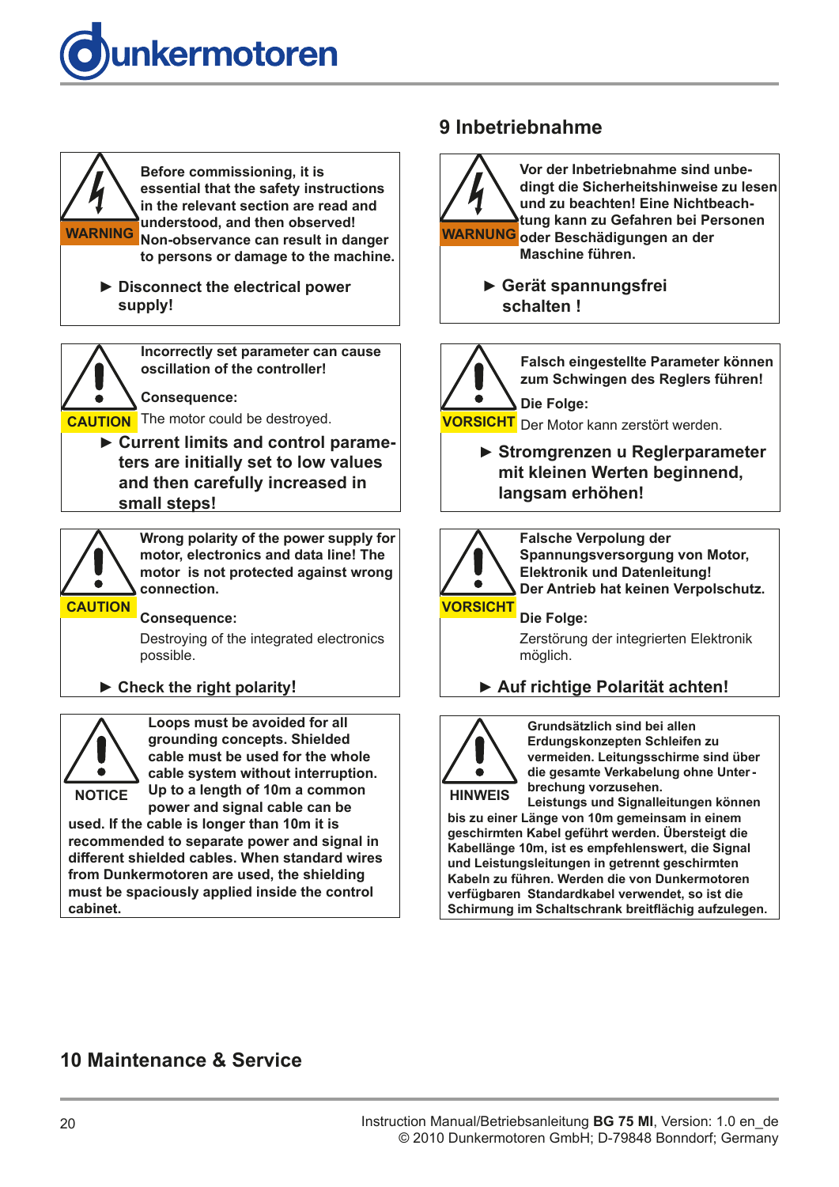## 9 Inbetriebnahme

**WARNING**

**Before commissioning, it is essential that the safety instructions in the relevant section are read and understood, and then observed! Non-observance can result in danger to persons or damage to the machine.**

► **Disconnect the electrical power supply!**

**WARNUNG**

**Vor der Inbetriebnahme sind unbedingt die Sicherheitshinweise zu lesen und zu beachten! Eine Nichtbeachtung kann zu Gefahren bei Personen oder Beschädigungen an der Maschine führen.**

► **Gerät spannungsfrei schalten !**

**CAUTION**

**Incorrectly set parameter can cause oscillation of the controller!**

**Consequence:**

The motor could be destroyed.

► **Current limits and control parameters are initially set to low values and then carefully increased in small steps!**

**VORSICHT**

**Falsch eingestellte Parameter können zum Schwingen des Reglers führen!**

**Die Folge:**

Der Motor kann zerstört werden.

► **Stromgrenzen u Reglerparameter mit kleinen Werten beginnend, langsam erhöhen!**

**CAUTION**

**Wrong polarity of the power supply for motor, electronics and data line! The motor is not protected against wrong connection.**

**Consequence:**

Destroying of the integrated electronics possible.

► **Check the right polarity!**

**VORSICHT**

**Falsche Verpolung der Spannungsversorgung von Motor, Elektronik und Datenleitung! Der Antrieb hat keinen Verpolschutz.**

**Die Folge:**

Zerstörung der integrierten Elektronik möglich.

► **Auf richtige Polarität achten!**

**NOTICE**

**Loops must be avoided for all grounding concepts. Shielded cable must be used for the whole cable system without interruption. Up to a length of 10m a common power and signal cable can be used. If the cable is longer than 10m it is recommended to separate power and signal in different shielded cables. When standard wires from Dunkermotoren are used, the shielding must be spaciously applied inside the control cabinet.**

**HINWEIS**

**Grundsätzlich sind bei allen Erdungskonzepten Schleifen zu vermeiden. Leitungsschirme sind über die gesamte Verkabelung ohne Unterbrechung vorzusehen. Leistungs und Signalleitungen können bis zu einer Länge von 10m gemeinsam in einem geschirmten Kabel geführt werden. Übersteigt die Kabellänge 10m, ist es empfehlenswert, die Signal und Leistungsleitungen in getrennt geschirmten Kabeln zu führen. Werden die von Dunkermotoren verfügbaren Standardkabel verwendet, so ist die Schirmung im Schaltschrank breitflächig aufzulegen.**

## 10 Maintenance & Service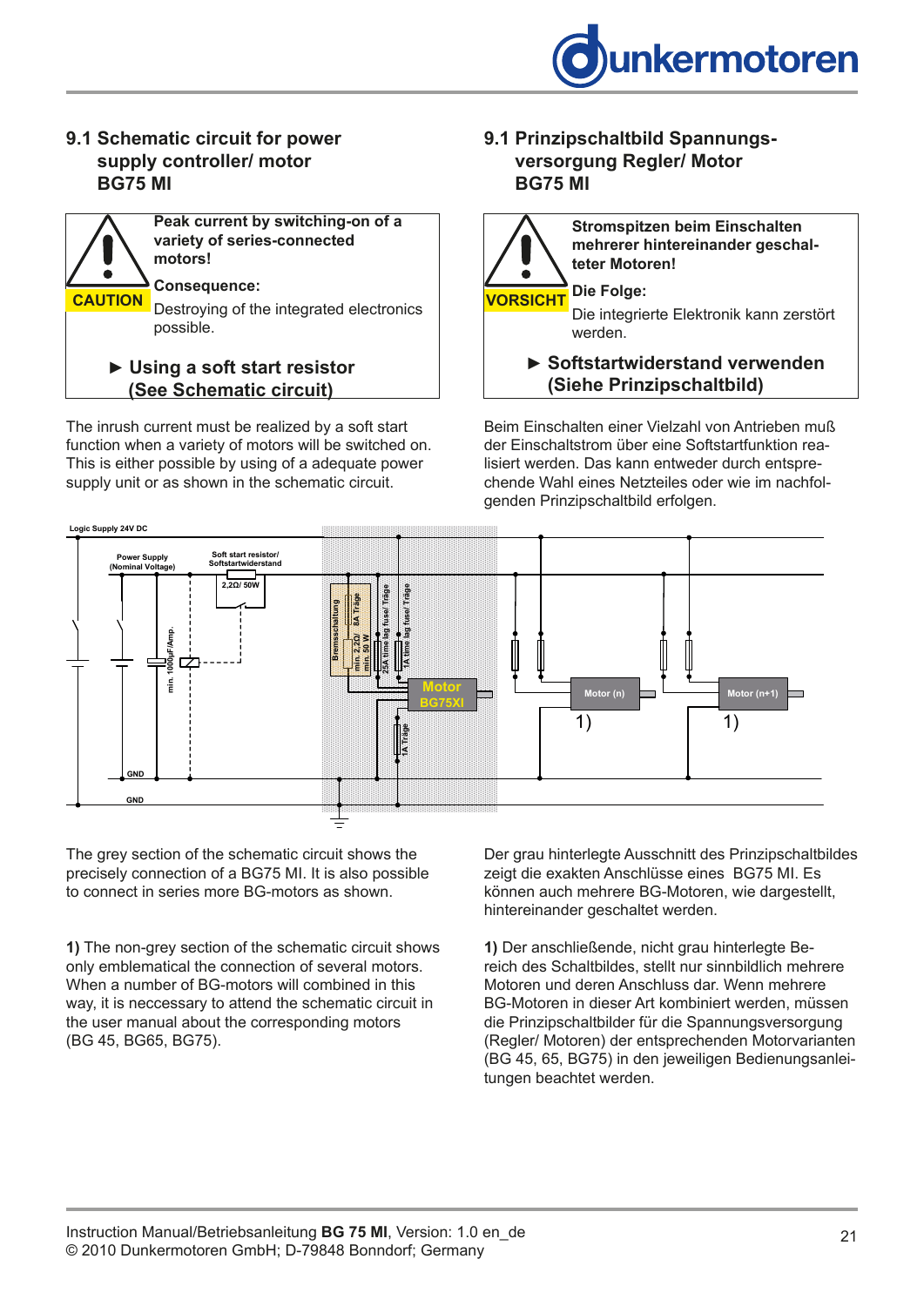## 9.1 Schematic circuit for power supply controller/ motor BG75 MI

**CAUTION**

**Peak current by switching-on of a variety of series-connected motors!**

**Consequence:**

Destroying of the integrated electronics possible.

► **Using a soft start resistor (See Schematic circuit)**

The inrush current must be realized by a soft start function when a variety of motors will be switched on. This is either possible by using of a adequate power supply unit or as shown in the schematic circuit.

## 9.1 Prinzipschaltbild Spannungsversorgung Regler/ Motor BG75 MI

**VORSICHT**

**Stromspitzen beim Einschalten mehrerer hintereinander geschalteter Motoren!**

**Die Folge:**

Die integrierte Elektronik kann zerstört werden.

► **Softstartwiderstand verwenden (Siehe Prinzipschaltbild)**

Beim Einschalten einer Vielzahl von Antrieben muß der Einschaltstrom über eine Softstartfunktion realisiert werden. Das kann entweder durch entsprechende Wahl eines Netzteiles oder wie im nachfolgenden Prinzipschaltbild erfolgen.

Logic Supply 24V DC | Power Supply (Nominal Voltage) | Soft start resistor/ Softstartwiderstand | 2,2Ω/ 50W | min. 1000µF/Amp. | Bremsschaltung | min. 2,2Ω/ min. 50 W | 8A Träge | 25A time lag fuse/ Träge | 1A time lag fuse/ Träge | Motor BG75XI | 1A Träge | Motor (n) | Motor (n+1) | 1) | 1) | GND | GND

The grey section of the schematic circuit shows the precisely connection of a BG75 MI. It is also possible to connect in series more BG-motors as shown.

**1)** The non-grey section of the schematic circuit shows only emblematical the connection of several motors. When a number of BG-motors will combined in this way, it is neccessary to attend the schematic circuit in the user manual about the corresponding motors (BG 45, BG65, BG75).

Der grau hinterlegte Ausschnitt des Prinzipschaltbildes zeigt die exakten Anschlüsse eines BG75 MI. Es können auch mehrere BG-Motoren, wie dargestellt, hintereinander geschaltet werden.

**1)** Der anschließende, nicht grau hinterlegte Bereich des Schaltbildes, stellt nur sinnbildlich mehrere Motoren und deren Anschluss dar. Wenn mehrere BG-Motoren in dieser Art kombiniert werden, müssen die Prinzipschaltbilder für die Spannungsversorgung (Regler/ Motoren) der entsprechenden Motorvarianten (BG 45, 65, BG75) in den jeweiligen Bedienungsanleitungen beachtet werden.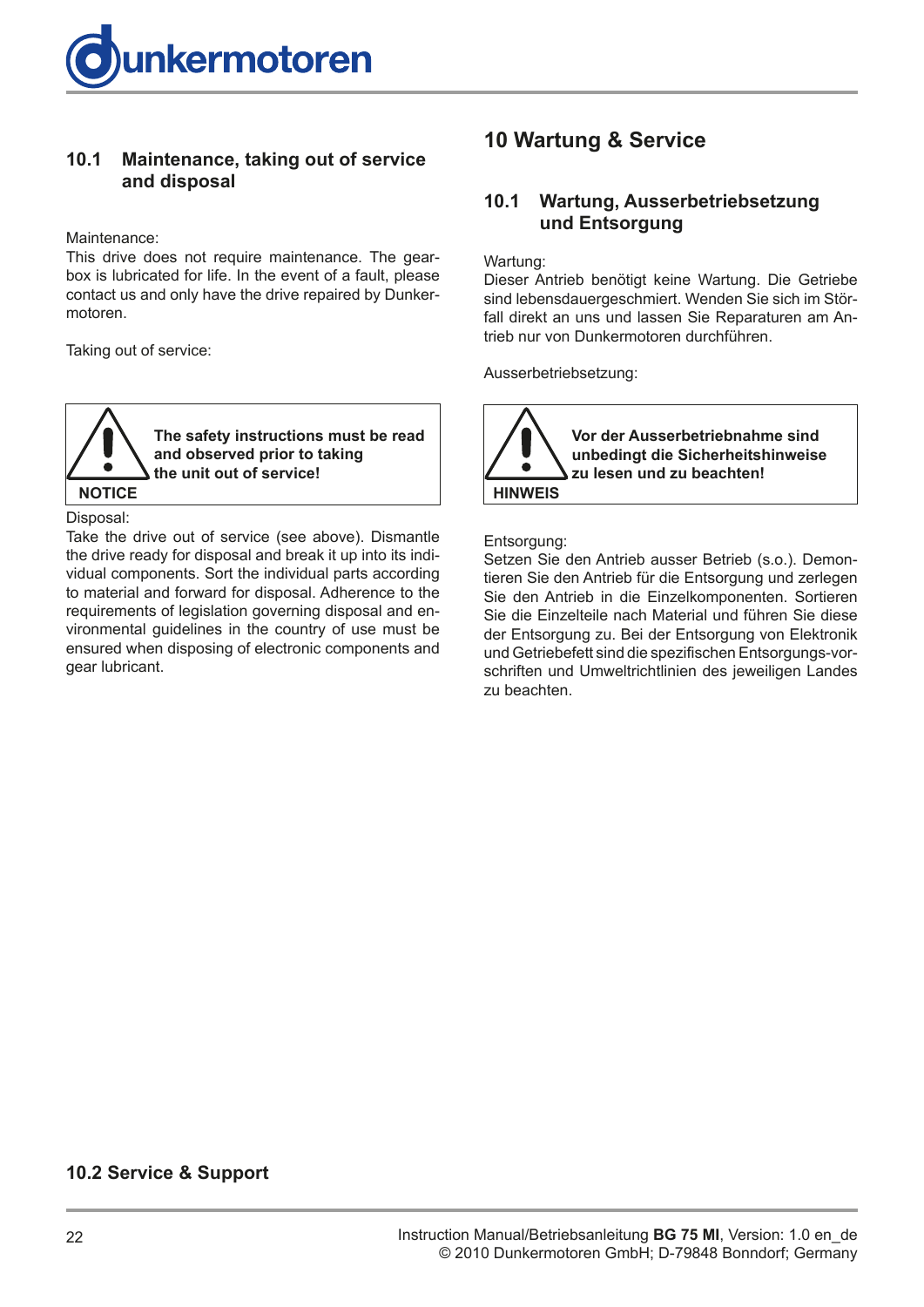## 10.1 Maintenance, taking out of service and disposal

Maintenance:
This drive does not require maintenance. The gearbox is lubricated for life. In the event of a fault, please contact us and only have the drive repaired by Dunkermotoren.

Taking out of service:

> **NOTICE**
> **The safety instructions must be read and observed prior to taking the unit out of service!**

Disposal:
Take the drive out of service (see above). Dismantle the drive ready for disposal and break it up into its individual components. Sort the individual parts according to material and forward for disposal. Adherence to the requirements of legislation governing disposal and environmental guidelines in the country of use must be ensured when disposing of electronic components and gear lubricant.

# 10 Wartung & Service

## 10.1 Wartung, Ausserbetriebsetzung und Entsorgung

Wartung:
Dieser Antrieb benötigt keine Wartung. Die Getriebe sind lebensdauergeschmiert. Wenden Sie sich im Störfall direkt an uns und lassen Sie Reparaturen am Antrieb nur von Dunkermotoren durchführen.

Ausserbetriebsetzung:

> **HINWEIS**
> **Vor der Ausserbetriebnahme sind unbedingt die Sicherheitshinweise zu lesen und zu beachten!**

Entsorgung:
Setzen Sie den Antrieb ausser Betrieb (s.o.). Demontieren Sie den Antrieb für die Entsorgung und zerlegen Sie den Antrieb in die Einzelkomponenten. Sortieren Sie die Einzelteile nach Material und führen Sie diese der Entsorgung zu. Bei der Entsorgung von Elektronik und Getriebefett sind die spezifischen Entsorgungs-vorschriften und Umweltrichtlinien des jeweiligen Landes zu beachten.

## 10.2 Service & Support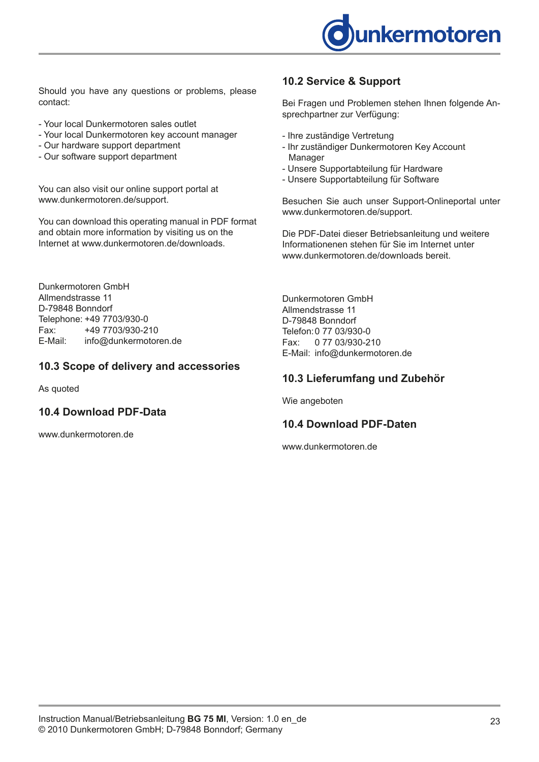Should you have any questions or problems, please contact:

- Your local Dunkermotoren sales outlet
- Your local Dunkermotoren key account manager
- Our hardware support department
- Our software support department

You can also visit our online support portal at www.dunkermotoren.de/support.

You can download this operating manual in PDF format and obtain more information by visiting us on the Internet at www.dunkermotoren.de/downloads.

Dunkermotoren GmbH
Allmendstrasse 11
D-79848 Bonndorf
Telephone: +49 7703/930-0
Fax: +49 7703/930-210
E-Mail: info@dunkermotoren.de

## 10.3 Scope of delivery and accessories

As quoted

## 10.4 Download PDF-Data

www.dunkermotoren.de

## 10.2 Service & Support

Bei Fragen und Problemen stehen Ihnen folgende Ansprechpartner zur Verfügung:

- Ihre zuständige Vertretung
- Ihr zuständiger Dunkermotoren Key Account Manager
- Unsere Supportabteilung für Hardware
- Unsere Supportabteilung für Software

Besuchen Sie auch unser Support-Onlineportal unter www.dunkermotoren.de/support.

Die PDF-Datei dieser Betriebsanleitung und weitere Informationenen stehen für Sie im Internet unter www.dunkermotoren.de/downloads bereit.

Dunkermotoren GmbH
Allmendstrasse 11
D-79848 Bonndorf
Telefon: 0 77 03/930-0
Fax: 0 77 03/930-210
E-Mail: info@dunkermotoren.de

## 10.3 Lieferumfang und Zubehör

Wie angeboten

## 10.4 Download PDF-Daten

www.dunkermotoren.de